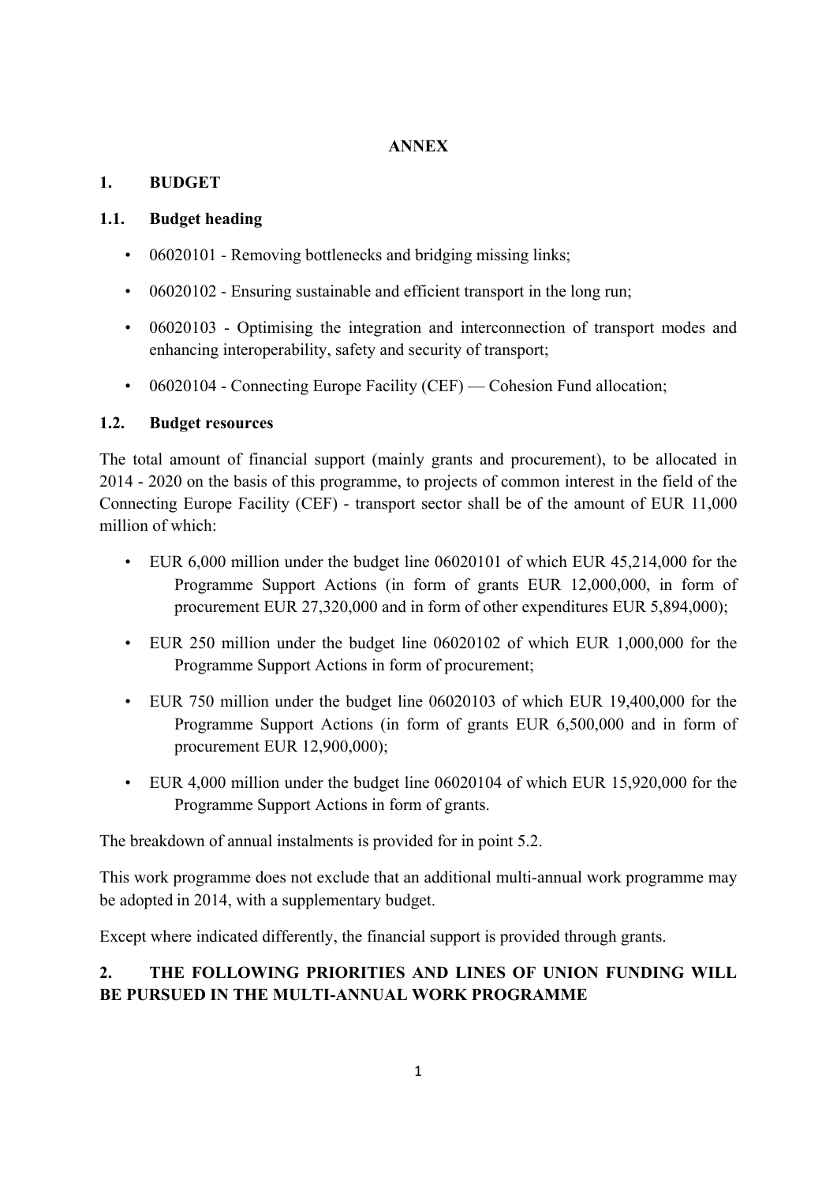# ANNEX

## 1. BUDGET

### 1.1. Budget heading

- 06020101 - Removing bottlenecks and bridging missing links;
- 06020102 - Ensuring sustainable and efficient transport in the long run;
- 06020103 - Optimising the integration and interconnection of transport modes and enhancing interoperability, safety and security of transport;
- 06020104 - Connecting Europe Facility (CEF) — Cohesion Fund allocation;

### 1.2. Budget resources

The total amount of financial support (mainly grants and procurement), to be allocated in 2014 - 2020 on the basis of this programme, to projects of common interest in the field of the Connecting Europe Facility (CEF) - transport sector shall be of the amount of EUR 11,000 million of which:

- EUR 6,000 million under the budget line 06020101 of which EUR 45,214,000 for the Programme Support Actions (in form of grants EUR 12,000,000, in form of procurement EUR 27,320,000 and in form of other expenditures EUR 5,894,000);
- EUR 250 million under the budget line 06020102 of which EUR 1,000,000 for the Programme Support Actions in form of procurement;
- EUR 750 million under the budget line 06020103 of which EUR 19,400,000 for the Programme Support Actions (in form of grants EUR 6,500,000 and in form of procurement EUR 12,900,000);
- EUR 4,000 million under the budget line 06020104 of which EUR 15,920,000 for the Programme Support Actions in form of grants.

The breakdown of annual instalments is provided for in point 5.2.

This work programme does not exclude that an additional multi-annual work programme may be adopted in 2014, with a supplementary budget.

Except where indicated differently, the financial support is provided through grants.

## 2. THE FOLLOWING PRIORITIES AND LINES OF UNION FUNDING WILL BE PURSUED IN THE MULTI-ANNUAL WORK PROGRAMME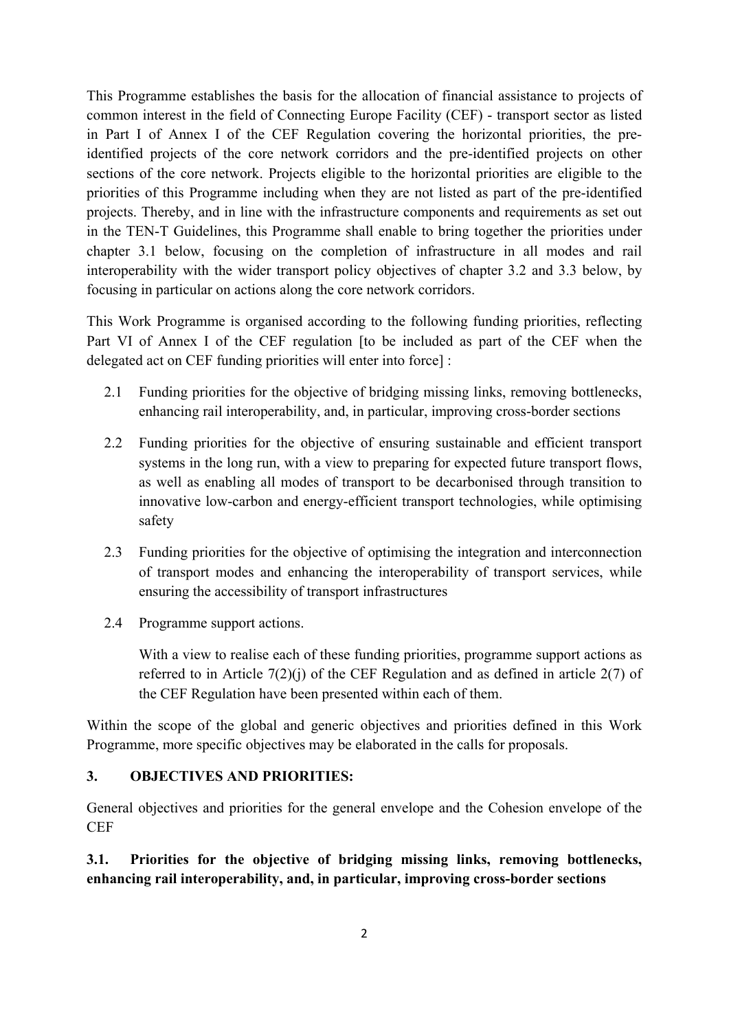This Programme establishes the basis for the allocation of financial assistance to projects of common interest in the field of Connecting Europe Facility (CEF) - transport sector as listed in Part I of Annex I of the CEF Regulation covering the horizontal priorities, the pre-identified projects of the core network corridors and the pre-identified projects on other sections of the core network. Projects eligible to the horizontal priorities are eligible to the priorities of this Programme including when they are not listed as part of the pre-identified projects. Thereby, and in line with the infrastructure components and requirements as set out in the TEN-T Guidelines, this Programme shall enable to bring together the priorities under chapter 3.1 below, focusing on the completion of infrastructure in all modes and rail interoperability with the wider transport policy objectives of chapter 3.2 and 3.3 below, by focusing in particular on actions along the core network corridors.

This Work Programme is organised according to the following funding priorities, reflecting Part VI of Annex I of the CEF regulation [to be included as part of the CEF when the delegated act on CEF funding priorities will enter into force] :

2.1 Funding priorities for the objective of bridging missing links, removing bottlenecks, enhancing rail interoperability, and, in particular, improving cross-border sections

2.2 Funding priorities for the objective of ensuring sustainable and efficient transport systems in the long run, with a view to preparing for expected future transport flows, as well as enabling all modes of transport to be decarbonised through transition to innovative low-carbon and energy-efficient transport technologies, while optimising safety

2.3 Funding priorities for the objective of optimising the integration and interconnection of transport modes and enhancing the interoperability of transport services, while ensuring the accessibility of transport infrastructures

2.4 Programme support actions.

With a view to realise each of these funding priorities, programme support actions as referred to in Article 7(2)(j) of the CEF Regulation and as defined in article 2(7) of the CEF Regulation have been presented within each of them.

Within the scope of the global and generic objectives and priorities defined in this Work Programme, more specific objectives may be elaborated in the calls for proposals.

## 3. OBJECTIVES AND PRIORITIES:

General objectives and priorities for the general envelope and the Cohesion envelope of the CEF

### 3.1. Priorities for the objective of bridging missing links, removing bottlenecks, enhancing rail interoperability, and, in particular, improving cross-border sections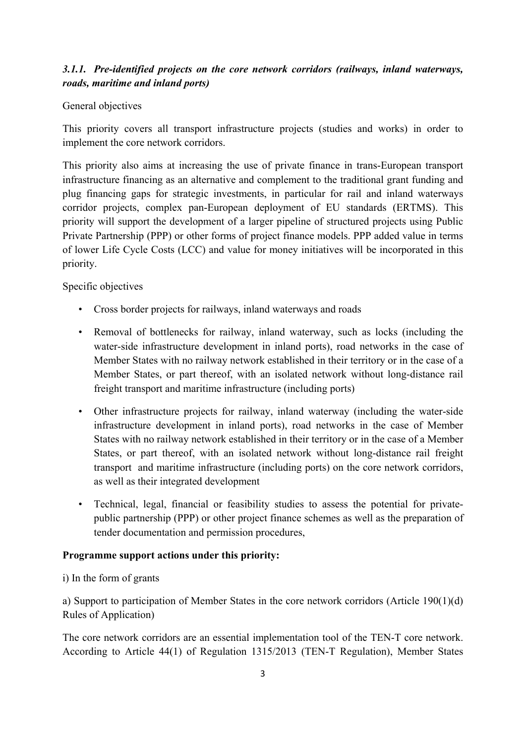### *3.1.1. Pre-identified projects on the core network corridors (railways, inland waterways, roads, maritime and inland ports)*

General objectives

This priority covers all transport infrastructure projects (studies and works) in order to implement the core network corridors.

This priority also aims at increasing the use of private finance in trans-European transport infrastructure financing as an alternative and complement to the traditional grant funding and plug financing gaps for strategic investments, in particular for rail and inland waterways corridor projects, complex pan-European deployment of EU standards (ERTMS). This priority will support the development of a larger pipeline of structured projects using Public Private Partnership (PPP) or other forms of project finance models. PPP added value in terms of lower Life Cycle Costs (LCC) and value for money initiatives will be incorporated in this priority.

Specific objectives

- Cross border projects for railways, inland waterways and roads
- Removal of bottlenecks for railway, inland waterway, such as locks (including the water-side infrastructure development in inland ports), road networks in the case of Member States with no railway network established in their territory or in the case of a Member States, or part thereof, with an isolated network without long-distance rail freight transport and maritime infrastructure (including ports)
- Other infrastructure projects for railway, inland waterway (including the water-side infrastructure development in inland ports), road networks in the case of Member States with no railway network established in their territory or in the case of a Member States, or part thereof, with an isolated network without long-distance rail freight transport and maritime infrastructure (including ports) on the core network corridors, as well as their integrated development
- Technical, legal, financial or feasibility studies to assess the potential for private-public partnership (PPP) or other project finance schemes as well as the preparation of tender documentation and permission procedures,

**Programme support actions under this priority:**

i) In the form of grants

a) Support to participation of Member States in the core network corridors (Article 190(1)(d) Rules of Application)

The core network corridors are an essential implementation tool of the TEN-T core network. According to Article 44(1) of Regulation 1315/2013 (TEN-T Regulation), Member States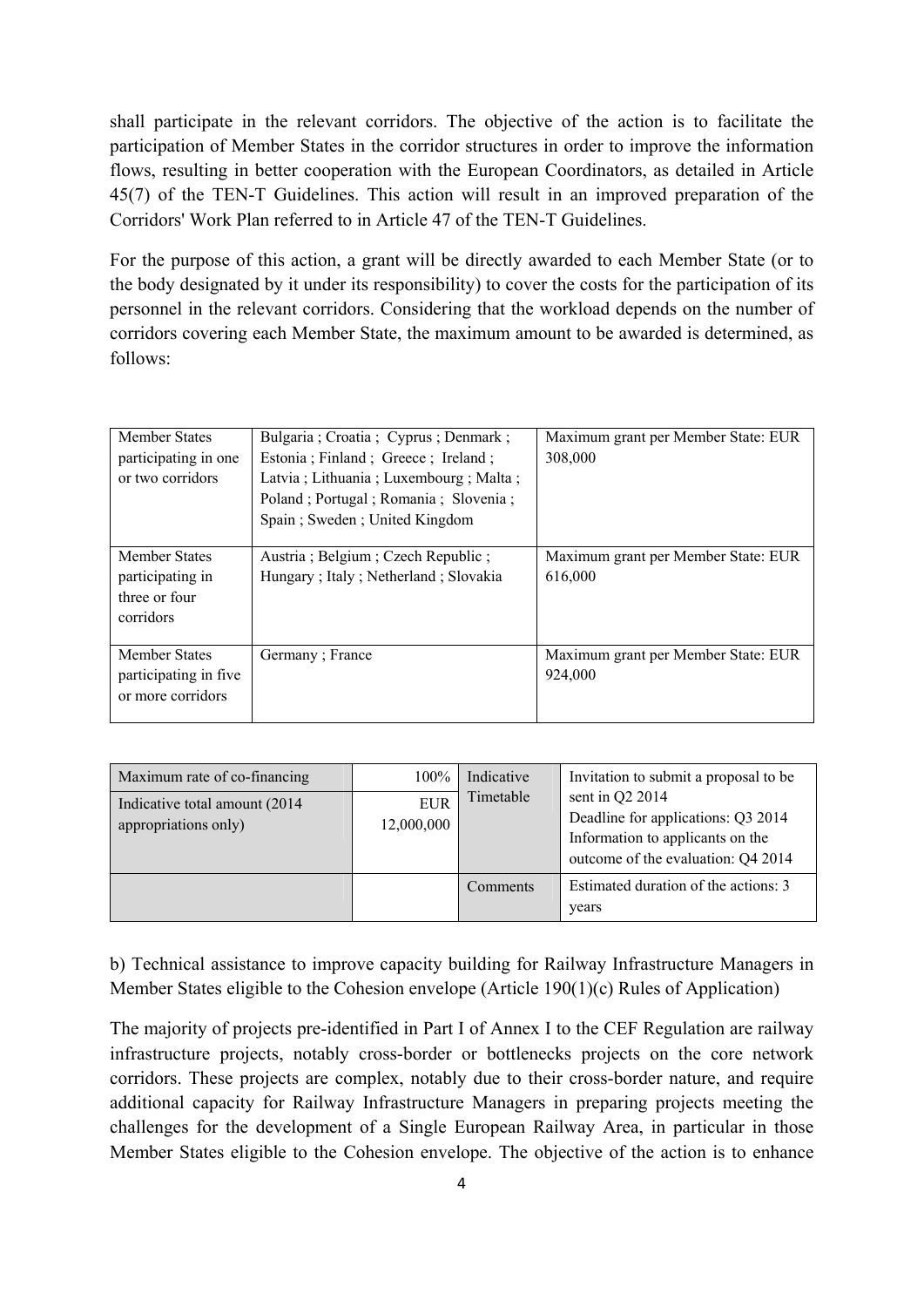shall participate in the relevant corridors. The objective of the action is to facilitate the participation of Member States in the corridor structures in order to improve the information flows, resulting in better cooperation with the European Coordinators, as detailed in Article 45(7) of the TEN-T Guidelines. This action will result in an improved preparation of the Corridors' Work Plan referred to in Article 47 of the TEN-T Guidelines.

For the purpose of this action, a grant will be directly awarded to each Member State (or to the body designated by it under its responsibility) to cover the costs for the participation of its personnel in the relevant corridors. Considering that the workload depends on the number of corridors covering each Member State, the maximum amount to be awarded is determined, as follows:

| | | |
|---|---|---|
| Member States participating in one or two corridors | Bulgaria ; Croatia ; Cyprus ; Denmark ; Estonia ; Finland ; Greece ; Ireland ; Latvia ; Lithuania ; Luxembourg ; Malta ; Poland ; Portugal ; Romania ; Slovenia ; Spain ; Sweden ; United Kingdom | Maximum grant per Member State: EUR 308,000 |
| Member States participating in three or four corridors | Austria ; Belgium ; Czech Republic ; Hungary ; Italy ; Netherland ; Slovakia | Maximum grant per Member State: EUR 616,000 |
| Member States participating in five or more corridors | Germany ; France | Maximum grant per Member State: EUR 924,000 |

| | | | |
|---|---|---|---|
| Maximum rate of co-financing | 100% | Indicative Timetable | Invitation to submit a proposal to be sent in Q2 2014<br>Deadline for applications: Q3 2014<br>Information to applicants on the outcome of the evaluation: Q4 2014 |
| Indicative total amount (2014 appropriations only) | EUR 12,000,000 | | |
| | | Comments | Estimated duration of the actions: 3 years |

b) Technical assistance to improve capacity building for Railway Infrastructure Managers in Member States eligible to the Cohesion envelope (Article 190(1)(c) Rules of Application)

The majority of projects pre-identified in Part I of Annex I to the CEF Regulation are railway infrastructure projects, notably cross-border or bottlenecks projects on the core network corridors. These projects are complex, notably due to their cross-border nature, and require additional capacity for Railway Infrastructure Managers in preparing projects meeting the challenges for the development of a Single European Railway Area, in particular in those Member States eligible to the Cohesion envelope. The objective of the action is to enhance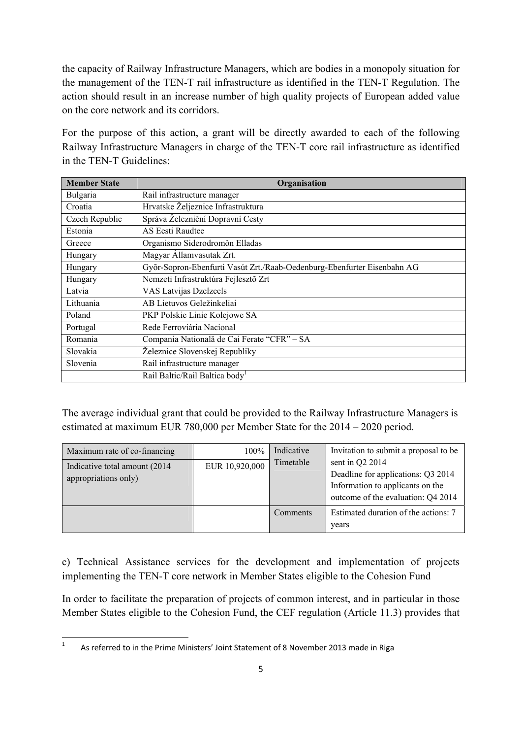the capacity of Railway Infrastructure Managers, which are bodies in a monopoly situation for the management of the TEN-T rail infrastructure as identified in the TEN-T Regulation. The action should result in an increase number of high quality projects of European added value on the core network and its corridors.

For the purpose of this action, a grant will be directly awarded to each of the following Railway Infrastructure Managers in charge of the TEN-T core rail infrastructure as identified in the TEN-T Guidelines:

| Member State | Organisation |
|---|---|
| Bulgaria | Rail infrastructure manager |
| Croatia | Hrvatske Željeznice Infrastruktura |
| Czech Republic | Správa Železniční Dopravní Cesty |
| Estonia | AS Eesti Raudtee |
| Greece | Organismo Siderodromôn Elladas |
| Hungary | Magyar Államvasutak Zrt. |
| Hungary | Gyõr-Sopron-Ebenfurti Vasút Zrt./Raab-Oedenburg-Ebenfurter Eisenbahn AG |
| Hungary | Nemzeti Infrastruktúra Fejlesztõ Zrt |
| Latvia | VAS Latvijas Dzelzcels |
| Lithuania | AB Lietuvos Geležinkeliai |
| Poland | PKP Polskie Linie Kolejowe SA |
| Portugal | Rede Ferroviária Nacional |
| Romania | Compania Natională de Cai Ferate "CFR" – SA |
| Slovakia | Železnice Slovenskej Republiky |
| Slovenia | Rail infrastructure manager |
| | Rail Baltic/Rail Baltica body[1] |

The average individual grant that could be provided to the Railway Infrastructure Managers is estimated at maximum EUR 780,000 per Member State for the 2014 – 2020 period.

| Maximum rate of co-financing | 100% | Indicative Timetable | Invitation to submit a proposal to be sent in Q2 2014<br>Deadline for applications: Q3 2014<br>Information to applicants on the outcome of the evaluation: Q4 2014 |
|---|---|---|---|
| Indicative total amount (2014 appropriations only) | EUR 10,920,000 | | |
| | | Comments | Estimated duration of the actions: 7 years |

c) Technical Assistance services for the development and implementation of projects implementing the TEN-T core network in Member States eligible to the Cohesion Fund

In order to facilitate the preparation of projects of common interest, and in particular in those Member States eligible to the Cohesion Fund, the CEF regulation (Article 11.3) provides that

[1] As referred to in the Prime Ministers' Joint Statement of 8 November 2013 made in Riga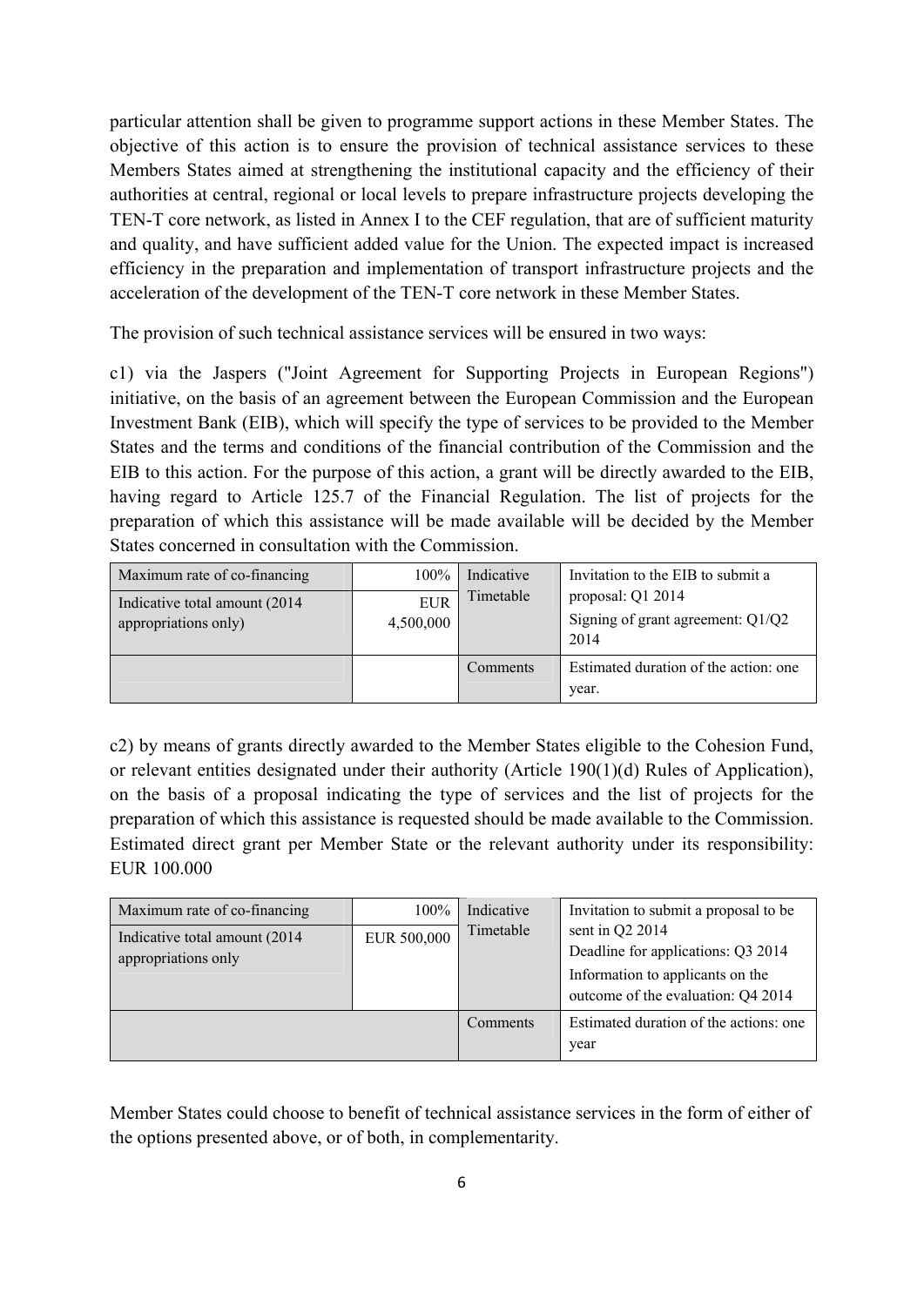particular attention shall be given to programme support actions in these Member States. The objective of this action is to ensure the provision of technical assistance services to these Members States aimed at strengthening the institutional capacity and the efficiency of their authorities at central, regional or local levels to prepare infrastructure projects developing the TEN-T core network, as listed in Annex I to the CEF regulation, that are of sufficient maturity and quality, and have sufficient added value for the Union. The expected impact is increased efficiency in the preparation and implementation of transport infrastructure projects and the acceleration of the development of the TEN-T core network in these Member States.

The provision of such technical assistance services will be ensured in two ways:

c1) via the Jaspers ("Joint Agreement for Supporting Projects in European Regions") initiative, on the basis of an agreement between the European Commission and the European Investment Bank (EIB), which will specify the type of services to be provided to the Member States and the terms and conditions of the financial contribution of the Commission and the EIB to this action. For the purpose of this action, a grant will be directly awarded to the EIB, having regard to Article 125.7 of the Financial Regulation. The list of projects for the preparation of which this assistance will be made available will be decided by the Member States concerned in consultation with the Commission.

| Maximum rate of co-financing | 100% | Indicative Timetable | Invitation to the EIB to submit a proposal: Q1 2014<br>Signing of grant agreement: Q1/Q2 2014 |
|---|---|---|---|
| Indicative total amount (2014 appropriations only) | EUR 4,500,000 | | |
| | | Comments | Estimated duration of the action: one year. |

c2) by means of grants directly awarded to the Member States eligible to the Cohesion Fund, or relevant entities designated under their authority (Article 190(1)(d) Rules of Application), on the basis of a proposal indicating the type of services and the list of projects for the preparation of which this assistance is requested should be made available to the Commission. Estimated direct grant per Member State or the relevant authority under its responsibility: EUR 100.000

| Maximum rate of co-financing | 100% | Indicative Timetable | Invitation to submit a proposal to be sent in Q2 2014<br>Deadline for applications: Q3 2014<br>Information to applicants on the outcome of the evaluation: Q4 2014 |
|---|---|---|---|
| Indicative total amount (2014 appropriations only | EUR 500,000 | | |
| | | Comments | Estimated duration of the actions: one year |

Member States could choose to benefit of technical assistance services in the form of either of the options presented above, or of both, in complementarity.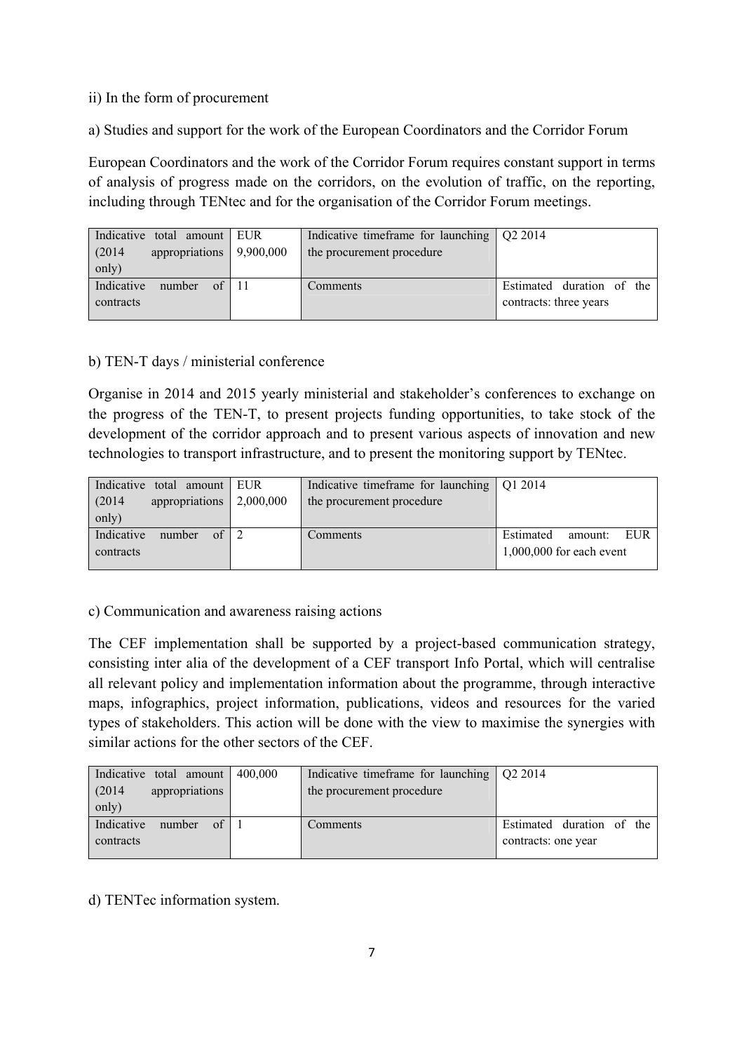ii) In the form of procurement

a) Studies and support for the work of the European Coordinators and the Corridor Forum

European Coordinators and the work of the Corridor Forum requires constant support in terms of analysis of progress made on the corridors, on the evolution of traffic, on the reporting, including through TENtec and for the organisation of the Corridor Forum meetings.

| Indicative total amount (2014 appropriations only) | EUR 9,900,000 | Indicative timeframe for launching the procurement procedure | Q2 2014 |
|---|---|---|---|
| Indicative number of contracts | 11 | Comments | Estimated duration of the contracts: three years |

b) TEN-T days / ministerial conference

Organise in 2014 and 2015 yearly ministerial and stakeholder's conferences to exchange on the progress of the TEN-T, to present projects funding opportunities, to take stock of the development of the corridor approach and to present various aspects of innovation and new technologies to transport infrastructure, and to present the monitoring support by TENtec.

| Indicative total amount (2014 appropriations only) | EUR 2,000,000 | Indicative timeframe for launching the procurement procedure | Q1 2014 |
|---|---|---|---|
| Indicative number of contracts | 2 | Comments | Estimated amount: EUR 1,000,000 for each event |

c) Communication and awareness raising actions

The CEF implementation shall be supported by a project-based communication strategy, consisting inter alia of the development of a CEF transport Info Portal, which will centralise all relevant policy and implementation information about the programme, through interactive maps, infographics, project information, publications, videos and resources for the varied types of stakeholders. This action will be done with the view to maximise the synergies with similar actions for the other sectors of the CEF.

| Indicative total amount (2014 appropriations only) | 400,000 | Indicative timeframe for launching the procurement procedure | Q2 2014 |
|---|---|---|---|
| Indicative number of contracts | 1 | Comments | Estimated duration of the contracts: one year |

d) TENTec information system.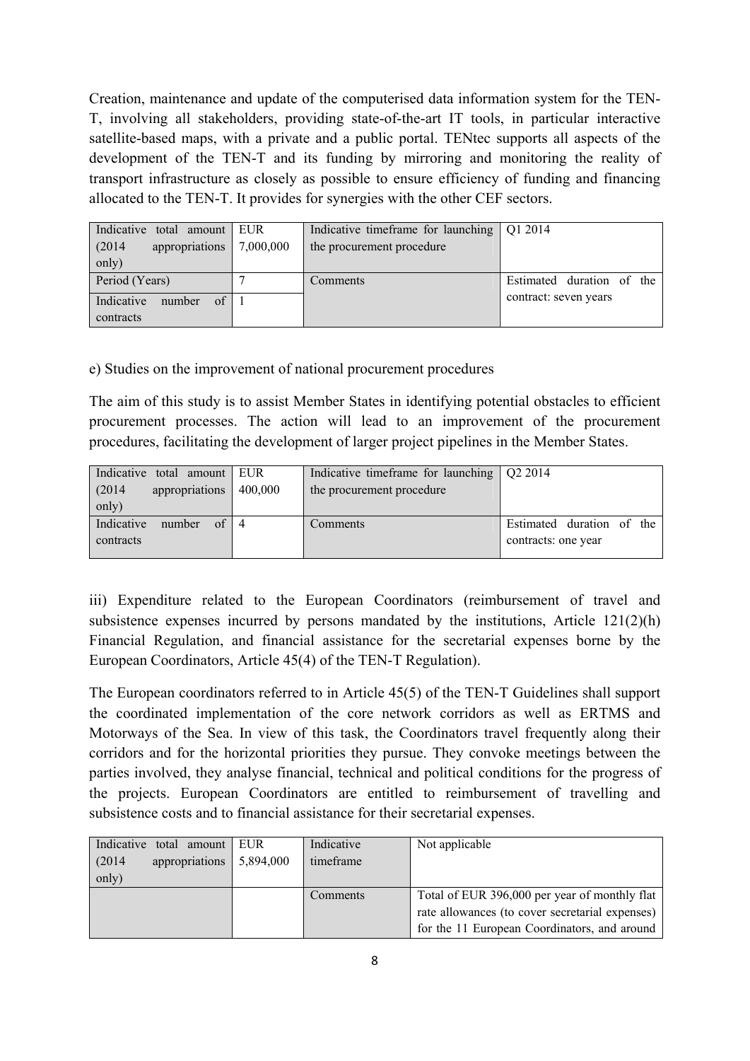Creation, maintenance and update of the computerised data information system for the TEN-T, involving all stakeholders, providing state-of-the-art IT tools, in particular interactive satellite-based maps, with a private and a public portal. TENtec supports all aspects of the development of the TEN-T and its funding by mirroring and monitoring the reality of transport infrastructure as closely as possible to ensure efficiency of funding and financing allocated to the TEN-T. It provides for synergies with the other CEF sectors.

| Indicative total amount (2014 appropriations only) | EUR 7,000,000 | Indicative timeframe for launching the procurement procedure | Q1 2014 |
|---|---|---|---|
| Period (Years) | 7 | Comments | Estimated duration of the contract: seven years |
| Indicative number of contracts | 1 | | |

e) Studies on the improvement of national procurement procedures

The aim of this study is to assist Member States in identifying potential obstacles to efficient procurement processes. The action will lead to an improvement of the procurement procedures, facilitating the development of larger project pipelines in the Member States.

| Indicative total amount (2014 appropriations only) | EUR 400,000 | Indicative timeframe for launching the procurement procedure | Q2 2014 |
|---|---|---|---|
| Indicative number of contracts | 4 | Comments | Estimated duration of the contracts: one year |

iii) Expenditure related to the European Coordinators (reimbursement of travel and subsistence expenses incurred by persons mandated by the institutions, Article 121(2)(h) Financial Regulation, and financial assistance for the secretarial expenses borne by the European Coordinators, Article 45(4) of the TEN-T Regulation).

The European coordinators referred to in Article 45(5) of the TEN-T Guidelines shall support the coordinated implementation of the core network corridors as well as ERTMS and Motorways of the Sea. In view of this task, the Coordinators travel frequently along their corridors and for the horizontal priorities they pursue. They convoke meetings between the parties involved, they analyse financial, technical and political conditions for the progress of the projects. European Coordinators are entitled to reimbursement of travelling and subsistence costs and to financial assistance for their secretarial expenses.

| Indicative total amount (2014 appropriations only) | EUR 5,894,000 | Indicative timeframe | Not applicable |
|---|---|---|---|
| | | Comments | Total of EUR 396,000 per year of monthly flat rate allowances (to cover secretarial expenses) for the 11 European Coordinators, and around |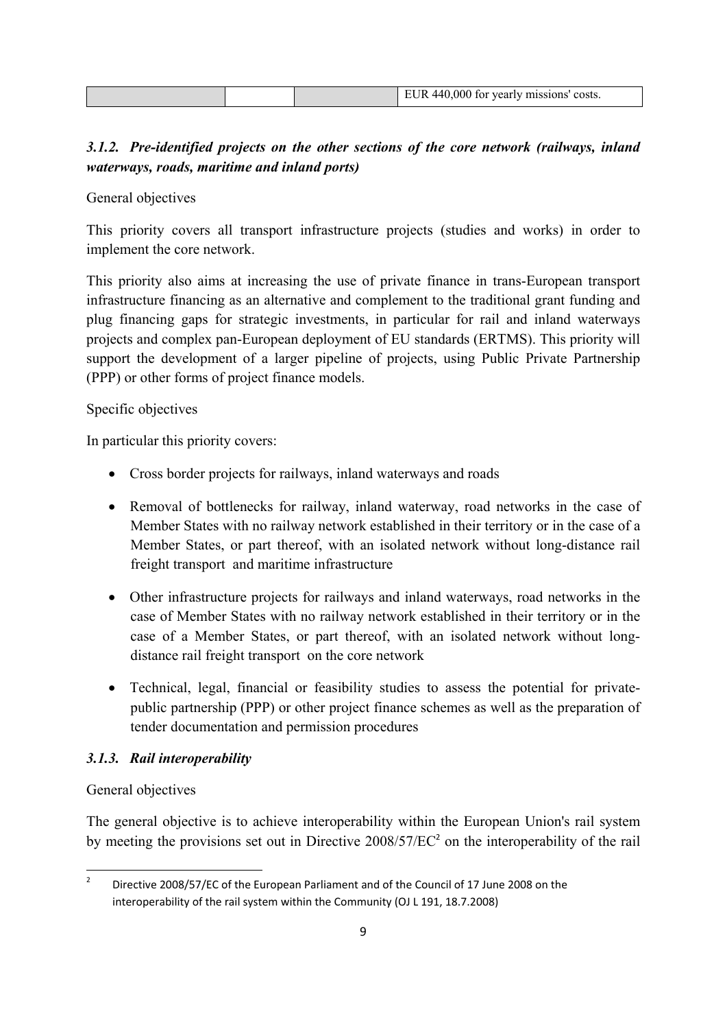| | | | EUR 440,000 for yearly missions' costs. |
|---|---|---|---|

### *3.1.2. Pre-identified projects on the other sections of the core network (railways, inland waterways, roads, maritime and inland ports)*

General objectives

This priority covers all transport infrastructure projects (studies and works) in order to implement the core network.

This priority also aims at increasing the use of private finance in trans-European transport infrastructure financing as an alternative and complement to the traditional grant funding and plug financing gaps for strategic investments, in particular for rail and inland waterways projects and complex pan-European deployment of EU standards (ERTMS). This priority will support the development of a larger pipeline of projects, using Public Private Partnership (PPP) or other forms of project finance models.

Specific objectives

In particular this priority covers:

- Cross border projects for railways, inland waterways and roads
- Removal of bottlenecks for railway, inland waterway, road networks in the case of Member States with no railway network established in their territory or in the case of a Member States, or part thereof, with an isolated network without long-distance rail freight transport and maritime infrastructure
- Other infrastructure projects for railways and inland waterways, road networks in the case of Member States with no railway network established in their territory or in the case of a Member States, or part thereof, with an isolated network without long-distance rail freight transport on the core network
- Technical, legal, financial or feasibility studies to assess the potential for private-public partnership (PPP) or other project finance schemes as well as the preparation of tender documentation and permission procedures

### *3.1.3. Rail interoperability*

General objectives

The general objective is to achieve interoperability within the European Union's rail system by meeting the provisions set out in Directive 2008/57/EC[2] on the interoperability of the rail

[2] Directive 2008/57/EC of the European Parliament and of the Council of 17 June 2008 on the interoperability of the rail system within the Community (OJ L 191, 18.7.2008)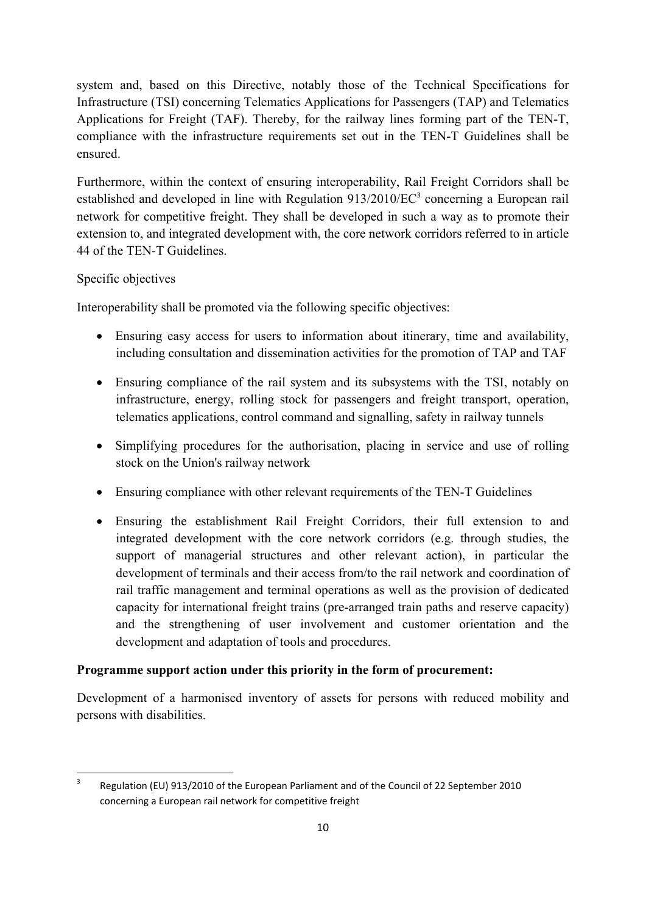system and, based on this Directive, notably those of the Technical Specifications for Infrastructure (TSI) concerning Telematics Applications for Passengers (TAP) and Telematics Applications for Freight (TAF). Thereby, for the railway lines forming part of the TEN-T, compliance with the infrastructure requirements set out in the TEN-T Guidelines shall be ensured.

Furthermore, within the context of ensuring interoperability, Rail Freight Corridors shall be established and developed in line with Regulation 913/2010/EC[3] concerning a European rail network for competitive freight. They shall be developed in such a way as to promote their extension to, and integrated development with, the core network corridors referred to in article 44 of the TEN-T Guidelines.

Specific objectives

Interoperability shall be promoted via the following specific objectives:

- Ensuring easy access for users to information about itinerary, time and availability, including consultation and dissemination activities for the promotion of TAP and TAF
- Ensuring compliance of the rail system and its subsystems with the TSI, notably on infrastructure, energy, rolling stock for passengers and freight transport, operation, telematics applications, control command and signalling, safety in railway tunnels
- Simplifying procedures for the authorisation, placing in service and use of rolling stock on the Union's railway network
- Ensuring compliance with other relevant requirements of the TEN-T Guidelines
- Ensuring the establishment Rail Freight Corridors, their full extension to and integrated development with the core network corridors (e.g. through studies, the support of managerial structures and other relevant action), in particular the development of terminals and their access from/to the rail network and coordination of rail traffic management and terminal operations as well as the provision of dedicated capacity for international freight trains (pre-arranged train paths and reserve capacity) and the strengthening of user involvement and customer orientation and the development and adaptation of tools and procedures.

**Programme support action under this priority in the form of procurement:**

Development of a harmonised inventory of assets for persons with reduced mobility and persons with disabilities.

---

[3] Regulation (EU) 913/2010 of the European Parliament and of the Council of 22 September 2010 concerning a European rail network for competitive freight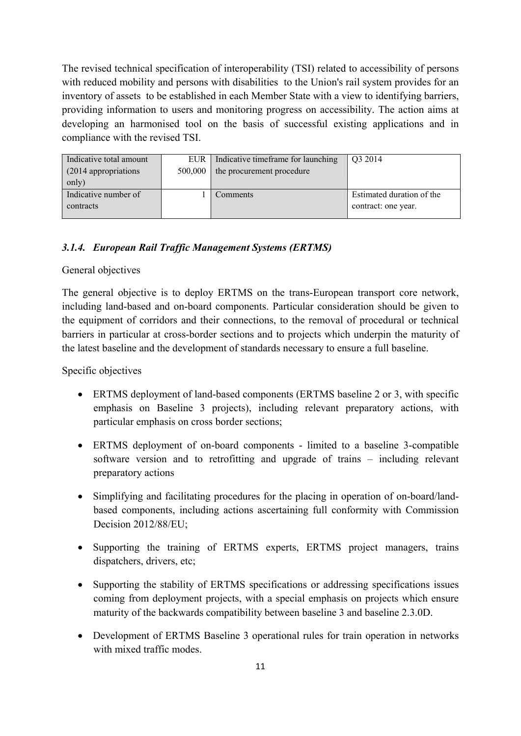The revised technical specification of interoperability (TSI) related to accessibility of persons with reduced mobility and persons with disabilities to the Union's rail system provides for an inventory of assets to be established in each Member State with a view to identifying barriers, providing information to users and monitoring progress on accessibility. The action aims at developing an harmonised tool on the basis of successful existing applications and in compliance with the revised TSI.

| Indicative total amount (2014 appropriations only) | EUR 500,000 | Indicative timeframe for launching the procurement procedure | Q3 2014 |
|---|---|---|---|
| Indicative number of contracts | 1 | Comments | Estimated duration of the contract: one year. |

### *3.1.4. European Rail Traffic Management Systems (ERTMS)*

General objectives

The general objective is to deploy ERTMS on the trans-European transport core network, including land-based and on-board components. Particular consideration should be given to the equipment of corridors and their connections, to the removal of procedural or technical barriers in particular at cross-border sections and to projects which underpin the maturity of the latest baseline and the development of standards necessary to ensure a full baseline.

Specific objectives

- ERTMS deployment of land-based components (ERTMS baseline 2 or 3, with specific emphasis on Baseline 3 projects), including relevant preparatory actions, with particular emphasis on cross border sections;
- ERTMS deployment of on-board components - limited to a baseline 3-compatible software version and to retrofitting and upgrade of trains – including relevant preparatory actions
- Simplifying and facilitating procedures for the placing in operation of on-board/land-based components, including actions ascertaining full conformity with Commission Decision 2012/88/EU;
- Supporting the training of ERTMS experts, ERTMS project managers, trains dispatchers, drivers, etc;
- Supporting the stability of ERTMS specifications or addressing specifications issues coming from deployment projects, with a special emphasis on projects which ensure maturity of the backwards compatibility between baseline 3 and baseline 2.3.0D.
- Development of ERTMS Baseline 3 operational rules for train operation in networks with mixed traffic modes.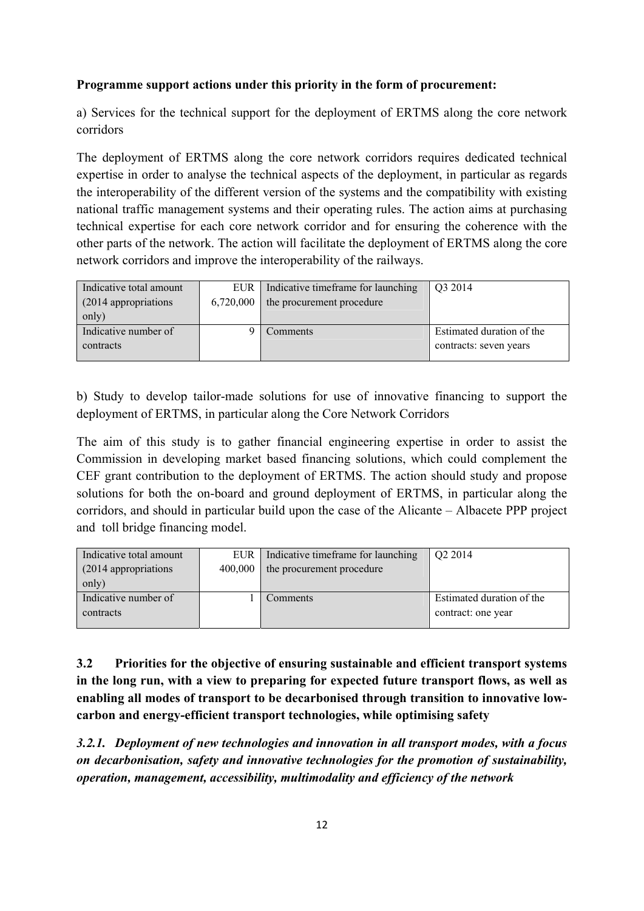**Programme support actions under this priority in the form of procurement:**

a) Services for the technical support for the deployment of ERTMS along the core network corridors

The deployment of ERTMS along the core network corridors requires dedicated technical expertise in order to analyse the technical aspects of the deployment, in particular as regards the interoperability of the different version of the systems and the compatibility with existing national traffic management systems and their operating rules. The action aims at purchasing technical expertise for each core network corridor and for ensuring the coherence with the other parts of the network. The action will facilitate the deployment of ERTMS along the core network corridors and improve the interoperability of the railways.

| Indicative total amount (2014 appropriations only) | EUR 6,720,000 | Indicative timeframe for launching the procurement procedure | Q3 2014 |
|---|---|---|---|
| Indicative number of contracts | 9 | Comments | Estimated duration of the contracts: seven years |

b) Study to develop tailor-made solutions for use of innovative financing to support the deployment of ERTMS, in particular along the Core Network Corridors

The aim of this study is to gather financial engineering expertise in order to assist the Commission in developing market based financing solutions, which could complement the CEF grant contribution to the deployment of ERTMS. The action should study and propose solutions for both the on-board and ground deployment of ERTMS, in particular along the corridors, and should in particular build upon the case of the Alicante – Albacete PPP project and toll bridge financing model.

| Indicative total amount (2014 appropriations only) | EUR 400,000 | Indicative timeframe for launching the procurement procedure | Q2 2014 |
|---|---|---|---|
| Indicative number of contracts | 1 | Comments | Estimated duration of the contract: one year |

## 3.2 Priorities for the objective of ensuring sustainable and efficient transport systems in the long run, with a view to preparing for expected future transport flows, as well as enabling all modes of transport to be decarbonised through transition to innovative low-carbon and energy-efficient transport technologies, while optimising safety

### *3.2.1. Deployment of new technologies and innovation in all transport modes, with a focus on decarbonisation, safety and innovative technologies for the promotion of sustainability, operation, management, accessibility, multimodality and efficiency of the network*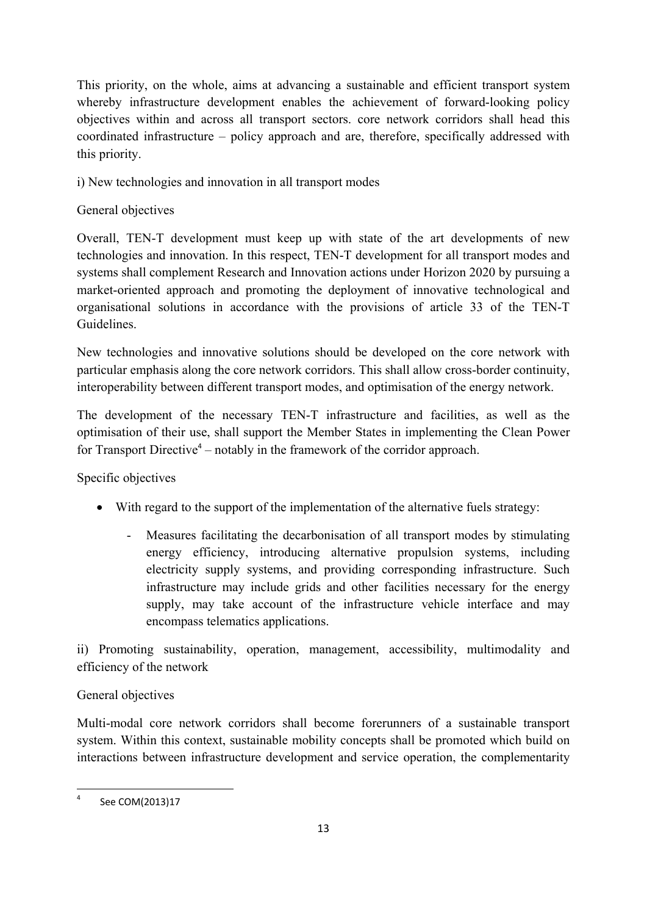This priority, on the whole, aims at advancing a sustainable and efficient transport system whereby infrastructure development enables the achievement of forward-looking policy objectives within and across all transport sectors. core network corridors shall head this coordinated infrastructure – policy approach and are, therefore, specifically addressed with this priority.

i) New technologies and innovation in all transport modes

General objectives

Overall, TEN-T development must keep up with state of the art developments of new technologies and innovation. In this respect, TEN-T development for all transport modes and systems shall complement Research and Innovation actions under Horizon 2020 by pursuing a market-oriented approach and promoting the deployment of innovative technological and organisational solutions in accordance with the provisions of article 33 of the TEN-T Guidelines.

New technologies and innovative solutions should be developed on the core network with particular emphasis along the core network corridors. This shall allow cross-border continuity, interoperability between different transport modes, and optimisation of the energy network.

The development of the necessary TEN-T infrastructure and facilities, as well as the optimisation of their use, shall support the Member States in implementing the Clean Power for Transport Directive[4] – notably in the framework of the corridor approach.

Specific objectives

- With regard to the support of the implementation of the alternative fuels strategy:
    - Measures facilitating the decarbonisation of all transport modes by stimulating energy efficiency, introducing alternative propulsion systems, including electricity supply systems, and providing corresponding infrastructure. Such infrastructure may include grids and other facilities necessary for the energy supply, may take account of the infrastructure vehicle interface and may encompass telematics applications.

ii) Promoting sustainability, operation, management, accessibility, multimodality and efficiency of the network

General objectives

Multi-modal core network corridors shall become forerunners of a sustainable transport system. Within this context, sustainable mobility concepts shall be promoted which build on interactions between infrastructure development and service operation, the complementarity

---

[4] See COM(2013)17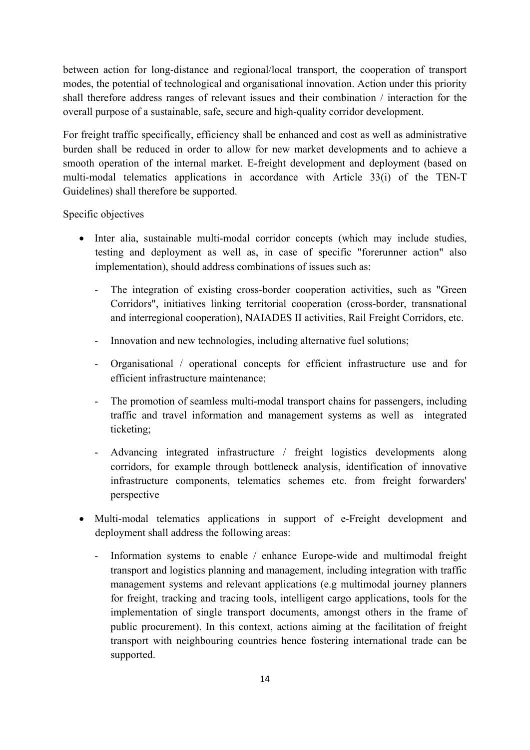between action for long-distance and regional/local transport, the cooperation of transport modes, the potential of technological and organisational innovation. Action under this priority shall therefore address ranges of relevant issues and their combination / interaction for the overall purpose of a sustainable, safe, secure and high-quality corridor development.

For freight traffic specifically, efficiency shall be enhanced and cost as well as administrative burden shall be reduced in order to allow for new market developments and to achieve a smooth operation of the internal market. E-freight development and deployment (based on multi-modal telematics applications in accordance with Article 33(i) of the TEN-T Guidelines) shall therefore be supported.

Specific objectives

- Inter alia, sustainable multi-modal corridor concepts (which may include studies, testing and deployment as well as, in case of specific "forerunner action" also implementation), should address combinations of issues such as:
  - The integration of existing cross-border cooperation activities, such as "Green Corridors", initiatives linking territorial cooperation (cross-border, transnational and interregional cooperation), NAIADES II activities, Rail Freight Corridors, etc.
  - Innovation and new technologies, including alternative fuel solutions;
  - Organisational / operational concepts for efficient infrastructure use and for efficient infrastructure maintenance;
  - The promotion of seamless multi-modal transport chains for passengers, including traffic and travel information and management systems as well as integrated ticketing;
  - Advancing integrated infrastructure / freight logistics developments along corridors, for example through bottleneck analysis, identification of innovative infrastructure components, telematics schemes etc. from freight forwarders' perspective
- Multi-modal telematics applications in support of e-Freight development and deployment shall address the following areas:
  - Information systems to enable / enhance Europe-wide and multimodal freight transport and logistics planning and management, including integration with traffic management systems and relevant applications (e.g multimodal journey planners for freight, tracking and tracing tools, intelligent cargo applications, tools for the implementation of single transport documents, amongst others in the frame of public procurement). In this context, actions aiming at the facilitation of freight transport with neighbouring countries hence fostering international trade can be supported.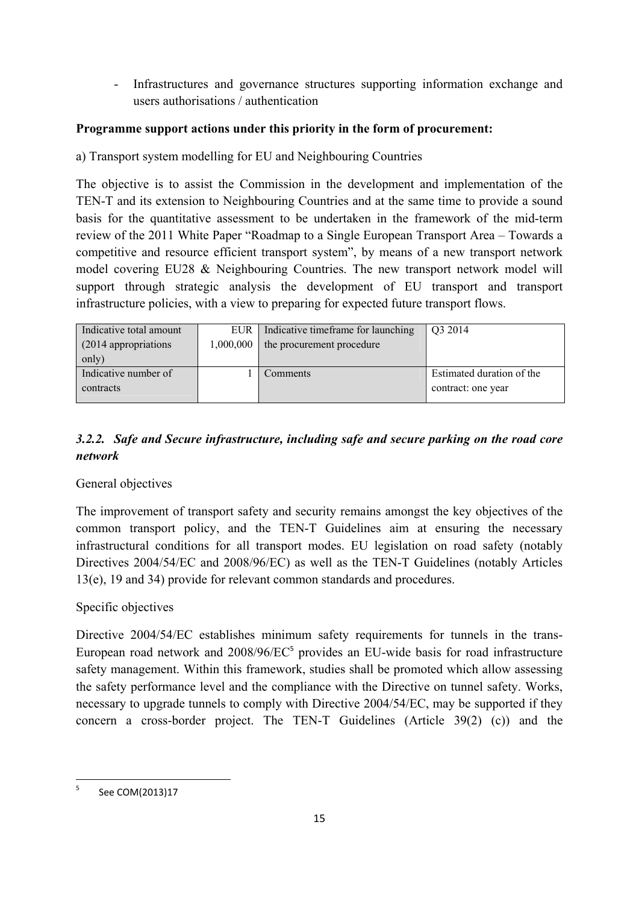- Infrastructures and governance structures supporting information exchange and users authorisations / authentication

**Programme support actions under this priority in the form of procurement:**

a) Transport system modelling for EU and Neighbouring Countries

The objective is to assist the Commission in the development and implementation of the TEN-T and its extension to Neighbouring Countries and at the same time to provide a sound basis for the quantitative assessment to be undertaken in the framework of the mid-term review of the 2011 White Paper "Roadmap to a Single European Transport Area – Towards a competitive and resource efficient transport system", by means of a new transport network model covering EU28 & Neighbouring Countries. The new transport network model will support through strategic analysis the development of EU transport and transport infrastructure policies, with a view to preparing for expected future transport flows.

| Indicative total amount (2014 appropriations only) | EUR 1,000,000 | Indicative timeframe for launching the procurement procedure | Q3 2014 |
|---|---|---|---|
| Indicative number of contracts | 1 | Comments | Estimated duration of the contract: one year |

### *3.2.2. Safe and Secure infrastructure, including safe and secure parking on the road core network*

General objectives

The improvement of transport safety and security remains amongst the key objectives of the common transport policy, and the TEN-T Guidelines aim at ensuring the necessary infrastructural conditions for all transport modes. EU legislation on road safety (notably Directives 2004/54/EC and 2008/96/EC) as well as the TEN-T Guidelines (notably Articles 13(e), 19 and 34) provide for relevant common standards and procedures.

Specific objectives

Directive 2004/54/EC establishes minimum safety requirements for tunnels in the trans-European road network and 2008/96/EC[5] provides an EU-wide basis for road infrastructure safety management. Within this framework, studies shall be promoted which allow assessing the safety performance level and the compliance with the Directive on tunnel safety. Works, necessary to upgrade tunnels to comply with Directive 2004/54/EC, may be supported if they concern a cross-border project. The TEN-T Guidelines (Article 39(2) (c)) and the

[5] See COM(2013)17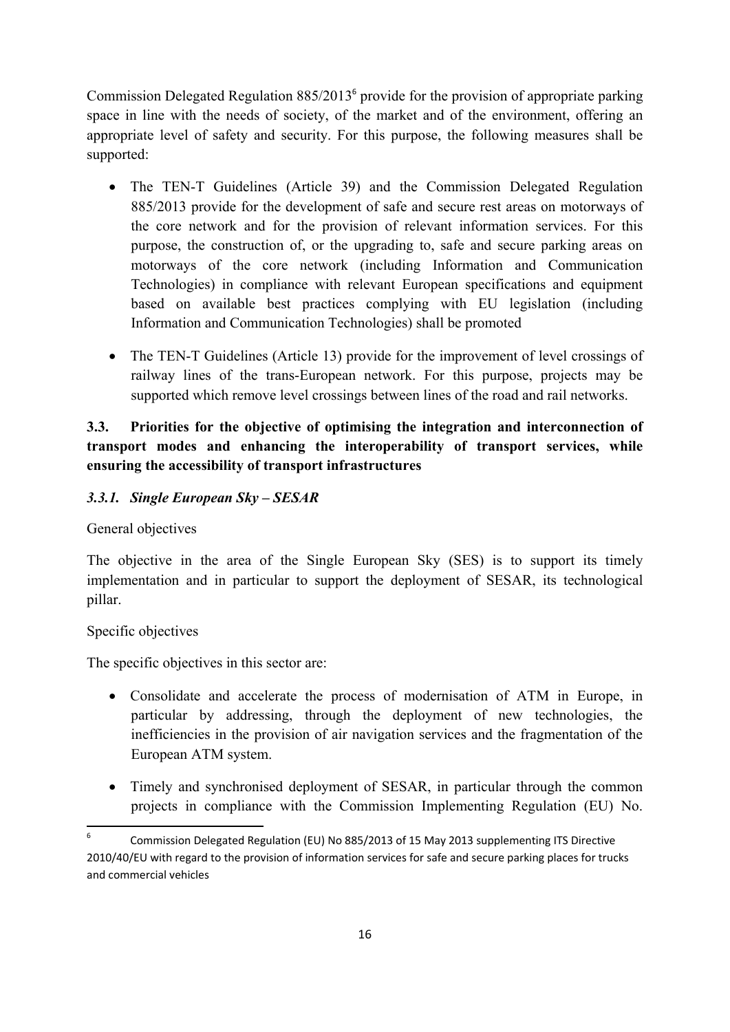Commission Delegated Regulation 885/2013[6] provide for the provision of appropriate parking space in line with the needs of society, of the market and of the environment, offering an appropriate level of safety and security. For this purpose, the following measures shall be supported:

- The TEN-T Guidelines (Article 39) and the Commission Delegated Regulation 885/2013 provide for the development of safe and secure rest areas on motorways of the core network and for the provision of relevant information services. For this purpose, the construction of, or the upgrading to, safe and secure parking areas on motorways of the core network (including Information and Communication Technologies) in compliance with relevant European specifications and equipment based on available best practices complying with EU legislation (including Information and Communication Technologies) shall be promoted

- The TEN-T Guidelines (Article 13) provide for the improvement of level crossings of railway lines of the trans-European network. For this purpose, projects may be supported which remove level crossings between lines of the road and rail networks.

### 3.3. Priorities for the objective of optimising the integration and interconnection of transport modes and enhancing the interoperability of transport services, while ensuring the accessibility of transport infrastructures

#### *3.3.1. Single European Sky – SESAR*

General objectives

The objective in the area of the Single European Sky (SES) is to support its timely implementation and in particular to support the deployment of SESAR, its technological pillar.

Specific objectives

The specific objectives in this sector are:

- Consolidate and accelerate the process of modernisation of ATM in Europe, in particular by addressing, through the deployment of new technologies, the inefficiencies in the provision of air navigation services and the fragmentation of the European ATM system.

- Timely and synchronised deployment of SESAR, in particular through the common projects in compliance with the Commission Implementing Regulation (EU) No.

---

[6] Commission Delegated Regulation (EU) No 885/2013 of 15 May 2013 supplementing ITS Directive 2010/40/EU with regard to the provision of information services for safe and secure parking places for trucks and commercial vehicles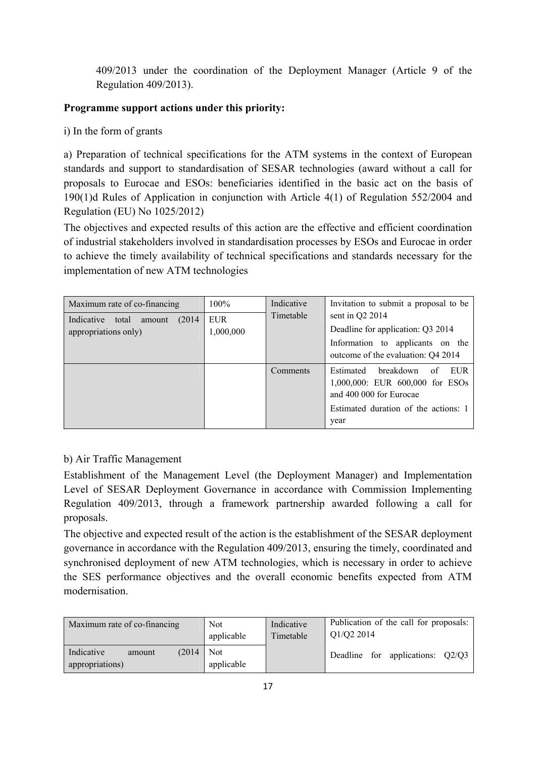409/2013 under the coordination of the Deployment Manager (Article 9 of the Regulation 409/2013).

**Programme support actions under this priority:**

i) In the form of grants

a) Preparation of technical specifications for the ATM systems in the context of European standards and support to standardisation of SESAR technologies (award without a call for proposals to Eurocae and ESOs: beneficiaries identified in the basic act on the basis of 190(1)d Rules of Application in conjunction with Article 4(1) of Regulation 552/2004 and Regulation (EU) No 1025/2012)

The objectives and expected results of this action are the effective and efficient coordination of industrial stakeholders involved in standardisation processes by ESOs and Eurocae in order to achieve the timely availability of technical specifications and standards necessary for the implementation of new ATM technologies

| Maximum rate of co-financing | 100% | Indicative Timetable | Invitation to submit a proposal to be sent in Q2 2014<br>Deadline for application: Q3 2014<br>Information to applicants on the outcome of the evaluation: Q4 2014 |
|---|---|---|---|
| Indicative total amount (2014 appropriations only) | EUR 1,000,000 | | |
| | | Comments | Estimated breakdown of EUR 1,000,000: EUR 600,000 for ESOs and 400 000 for Eurocae<br>Estimated duration of the actions: 1 year |

b) Air Traffic Management

Establishment of the Management Level (the Deployment Manager) and Implementation Level of SESAR Deployment Governance in accordance with Commission Implementing Regulation 409/2013, through a framework partnership awarded following a call for proposals.

The objective and expected result of the action is the establishment of the SESAR deployment governance in accordance with the Regulation 409/2013, ensuring the timely, coordinated and synchronised deployment of new ATM technologies, which is necessary in order to achieve the SES performance objectives and the overall economic benefits expected from ATM modernisation.

| Maximum rate of co-financing | Not applicable | Indicative Timetable | Publication of the call for proposals: Q1/Q2 2014<br>Deadline for applications: Q2/Q3 |
|---|---|---|---|
| Indicative amount (2014 appropriations) | Not applicable | | |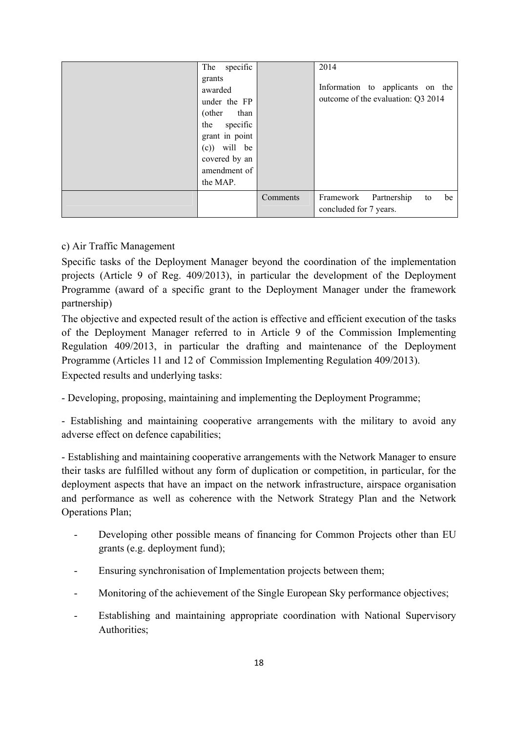| | | | |
|---|---|---|---|
| | The specific grants awarded under the FP (other than the specific grant in point (c)) will be covered by an amendment of the MAP. | | 2014<br><br>Information to applicants on the outcome of the evaluation: Q3 2014 |
| | | Comments | Framework Partnership to be concluded for 7 years. |

c) Air Traffic Management

Specific tasks of the Deployment Manager beyond the coordination of the implementation projects (Article 9 of Reg. 409/2013), in particular the development of the Deployment Programme (award of a specific grant to the Deployment Manager under the framework partnership)

The objective and expected result of the action is effective and efficient execution of the tasks of the Deployment Manager referred to in Article 9 of the Commission Implementing Regulation 409/2013, in particular the drafting and maintenance of the Deployment Programme (Articles 11 and 12 of Commission Implementing Regulation 409/2013).

Expected results and underlying tasks:

- Developing, proposing, maintaining and implementing the Deployment Programme;

- Establishing and maintaining cooperative arrangements with the military to avoid any adverse effect on defence capabilities;

- Establishing and maintaining cooperative arrangements with the Network Manager to ensure their tasks are fulfilled without any form of duplication or competition, in particular, for the deployment aspects that have an impact on the network infrastructure, airspace organisation and performance as well as coherence with the Network Strategy Plan and the Network Operations Plan;

- Developing other possible means of financing for Common Projects other than EU grants (e.g. deployment fund);
- Ensuring synchronisation of Implementation projects between them;
- Monitoring of the achievement of the Single European Sky performance objectives;
- Establishing and maintaining appropriate coordination with National Supervisory Authorities;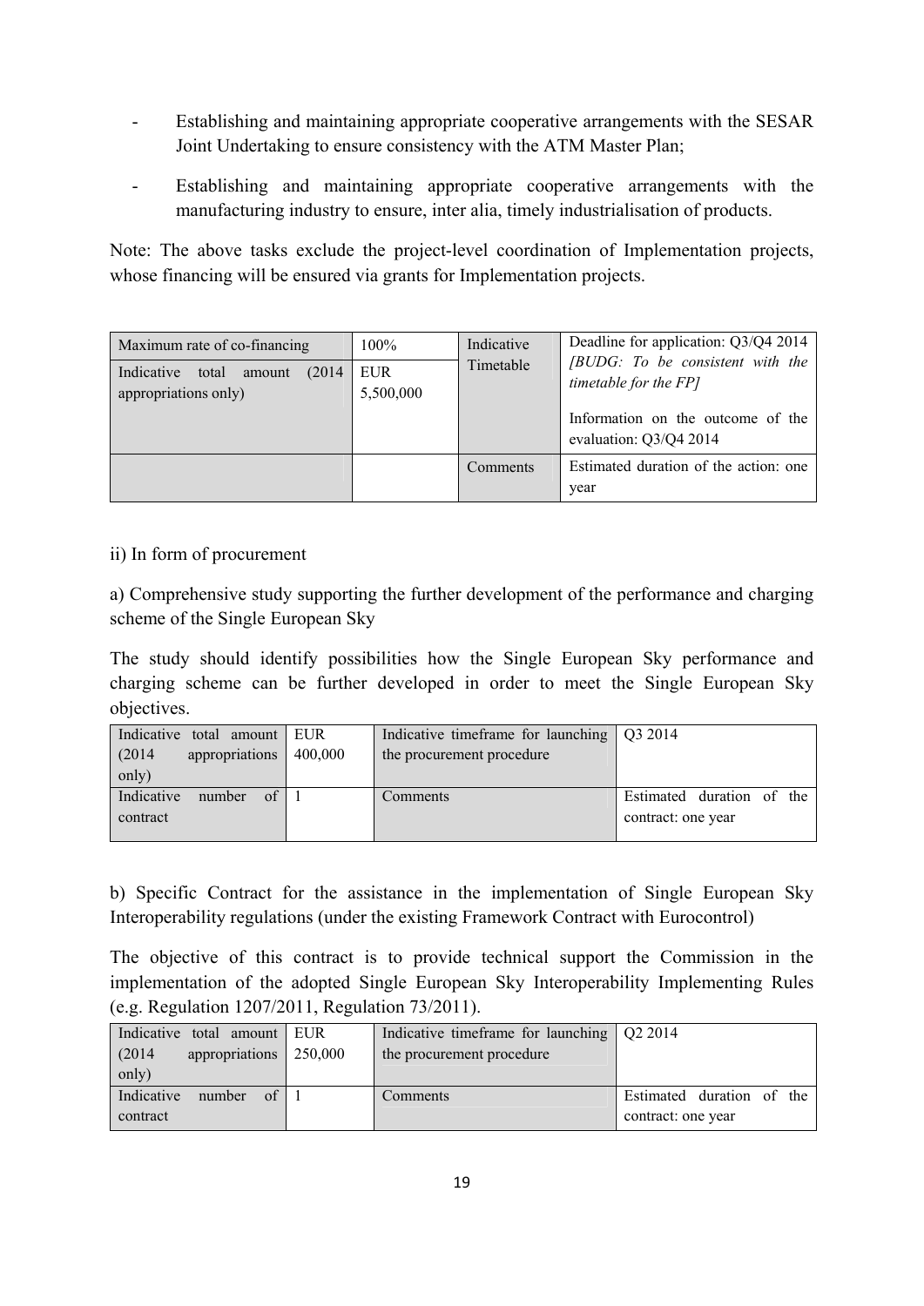- Establishing and maintaining appropriate cooperative arrangements with the SESAR Joint Undertaking to ensure consistency with the ATM Master Plan;
- Establishing and maintaining appropriate cooperative arrangements with the manufacturing industry to ensure, inter alia, timely industrialisation of products.

Note: The above tasks exclude the project-level coordination of Implementation projects, whose financing will be ensured via grants for Implementation projects.

| Maximum rate of co-financing | 100% | Indicative Timetable | Deadline for application: Q3/Q4 2014 *[BUDG: To be consistent with the timetable for the FP]* Information on the outcome of the evaluation: Q3/Q4 2014 |
|---|---|---|---|
| Indicative total amount (2014 appropriations only) | EUR 5,500,000 | | |
| | | Comments | Estimated duration of the action: one year |

ii) In form of procurement

a) Comprehensive study supporting the further development of the performance and charging scheme of the Single European Sky

The study should identify possibilities how the Single European Sky performance and charging scheme can be further developed in order to meet the Single European Sky objectives.

| Indicative total amount (2014 appropriations only) | EUR 400,000 | Indicative timeframe for launching the procurement procedure | Q3 2014 |
|---|---|---|---|
| Indicative number of contract | 1 | Comments | Estimated duration of the contract: one year |

b) Specific Contract for the assistance in the implementation of Single European Sky Interoperability regulations (under the existing Framework Contract with Eurocontrol)

The objective of this contract is to provide technical support the Commission in the implementation of the adopted Single European Sky Interoperability Implementing Rules (e.g. Regulation 1207/2011, Regulation 73/2011).

| Indicative total amount (2014 appropriations only) | EUR 250,000 | Indicative timeframe for launching the procurement procedure | Q2 2014 |
|---|---|---|---|
| Indicative number of contract | 1 | Comments | Estimated duration of the contract: one year |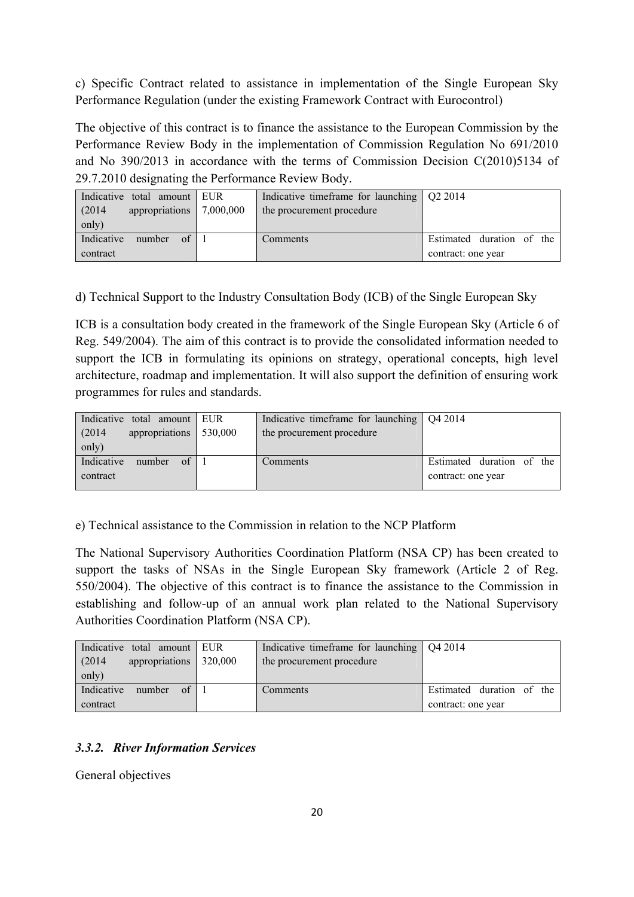c) Specific Contract related to assistance in implementation of the Single European Sky Performance Regulation (under the existing Framework Contract with Eurocontrol)

The objective of this contract is to finance the assistance to the European Commission by the Performance Review Body in the implementation of Commission Regulation No 691/2010 and No 390/2013 in accordance with the terms of Commission Decision C(2010)5134 of 29.7.2010 designating the Performance Review Body.

| Indicative total amount (2014 appropriations only) | EUR 7,000,000 | Indicative timeframe for launching the procurement procedure | Q2 2014 |
|---|---|---|---|
| Indicative number of contract | 1 | Comments | Estimated duration of the contract: one year |

d) Technical Support to the Industry Consultation Body (ICB) of the Single European Sky

ICB is a consultation body created in the framework of the Single European Sky (Article 6 of Reg. 549/2004). The aim of this contract is to provide the consolidated information needed to support the ICB in formulating its opinions on strategy, operational concepts, high level architecture, roadmap and implementation. It will also support the definition of ensuring work programmes for rules and standards.

| Indicative total amount (2014 appropriations only) | EUR 530,000 | Indicative timeframe for launching the procurement procedure | Q4 2014 |
|---|---|---|---|
| Indicative number of contract | 1 | Comments | Estimated duration of the contract: one year |

e) Technical assistance to the Commission in relation to the NCP Platform

The National Supervisory Authorities Coordination Platform (NSA CP) has been created to support the tasks of NSAs in the Single European Sky framework (Article 2 of Reg. 550/2004). The objective of this contract is to finance the assistance to the Commission in establishing and follow-up of an annual work plan related to the National Supervisory Authorities Coordination Platform (NSA CP).

| Indicative total amount (2014 appropriations only) | EUR 320,000 | Indicative timeframe for launching the procurement procedure | Q4 2014 |
|---|---|---|---|
| Indicative number of contract | 1 | Comments | Estimated duration of the contract: one year |

### *3.3.2. River Information Services*

General objectives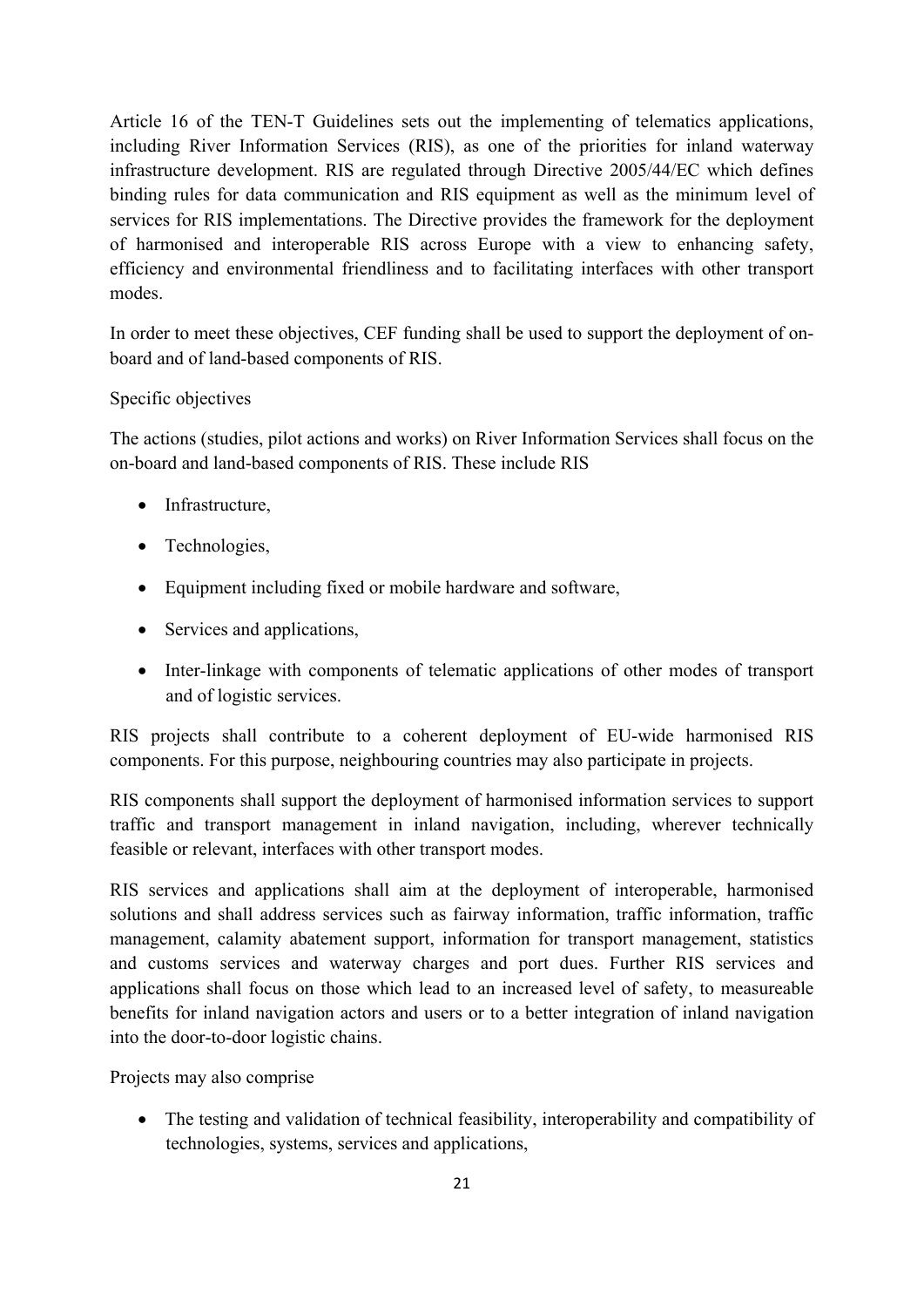Article 16 of the TEN-T Guidelines sets out the implementing of telematics applications, including River Information Services (RIS), as one of the priorities for inland waterway infrastructure development. RIS are regulated through Directive 2005/44/EC which defines binding rules for data communication and RIS equipment as well as the minimum level of services for RIS implementations. The Directive provides the framework for the deployment of harmonised and interoperable RIS across Europe with a view to enhancing safety, efficiency and environmental friendliness and to facilitating interfaces with other transport modes.

In order to meet these objectives, CEF funding shall be used to support the deployment of on-board and of land-based components of RIS.

Specific objectives

The actions (studies, pilot actions and works) on River Information Services shall focus on the on-board and land-based components of RIS. These include RIS

- Infrastructure,
- Technologies,
- Equipment including fixed or mobile hardware and software,
- Services and applications,
- Inter-linkage with components of telematic applications of other modes of transport and of logistic services.

RIS projects shall contribute to a coherent deployment of EU-wide harmonised RIS components. For this purpose, neighbouring countries may also participate in projects.

RIS components shall support the deployment of harmonised information services to support traffic and transport management in inland navigation, including, wherever technically feasible or relevant, interfaces with other transport modes.

RIS services and applications shall aim at the deployment of interoperable, harmonised solutions and shall address services such as fairway information, traffic information, traffic management, calamity abatement support, information for transport management, statistics and customs services and waterway charges and port dues. Further RIS services and applications shall focus on those which lead to an increased level of safety, to measureable benefits for inland navigation actors and users or to a better integration of inland navigation into the door-to-door logistic chains.

Projects may also comprise

- The testing and validation of technical feasibility, interoperability and compatibility of technologies, systems, services and applications,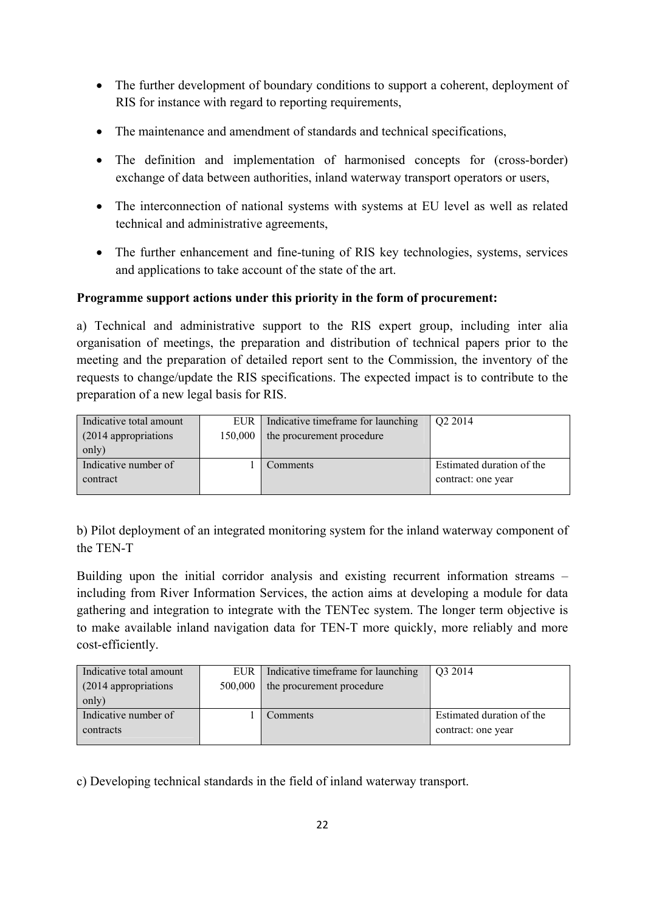- The further development of boundary conditions to support a coherent, deployment of RIS for instance with regard to reporting requirements,
- The maintenance and amendment of standards and technical specifications,
- The definition and implementation of harmonised concepts for (cross-border) exchange of data between authorities, inland waterway transport operators or users,
- The interconnection of national systems with systems at EU level as well as related technical and administrative agreements,
- The further enhancement and fine-tuning of RIS key technologies, systems, services and applications to take account of the state of the art.

**Programme support actions under this priority in the form of procurement:**

a) Technical and administrative support to the RIS expert group, including inter alia organisation of meetings, the preparation and distribution of technical papers prior to the meeting and the preparation of detailed report sent to the Commission, the inventory of the requests to change/update the RIS specifications. The expected impact is to contribute to the preparation of a new legal basis for RIS.

| Indicative total amount (2014 appropriations only) | EUR 150,000 | Indicative timeframe for launching the procurement procedure | Q2 2014 |
|---|---|---|---|
| Indicative number of contract | 1 | Comments | Estimated duration of the contract: one year |

b) Pilot deployment of an integrated monitoring system for the inland waterway component of the TEN-T

Building upon the initial corridor analysis and existing recurrent information streams – including from River Information Services, the action aims at developing a module for data gathering and integration to integrate with the TENTec system. The longer term objective is to make available inland navigation data for TEN-T more quickly, more reliably and more cost-efficiently.

| Indicative total amount (2014 appropriations only) | EUR 500,000 | Indicative timeframe for launching the procurement procedure | Q3 2014 |
|---|---|---|---|
| Indicative number of contracts | 1 | Comments | Estimated duration of the contract: one year |

c) Developing technical standards in the field of inland waterway transport.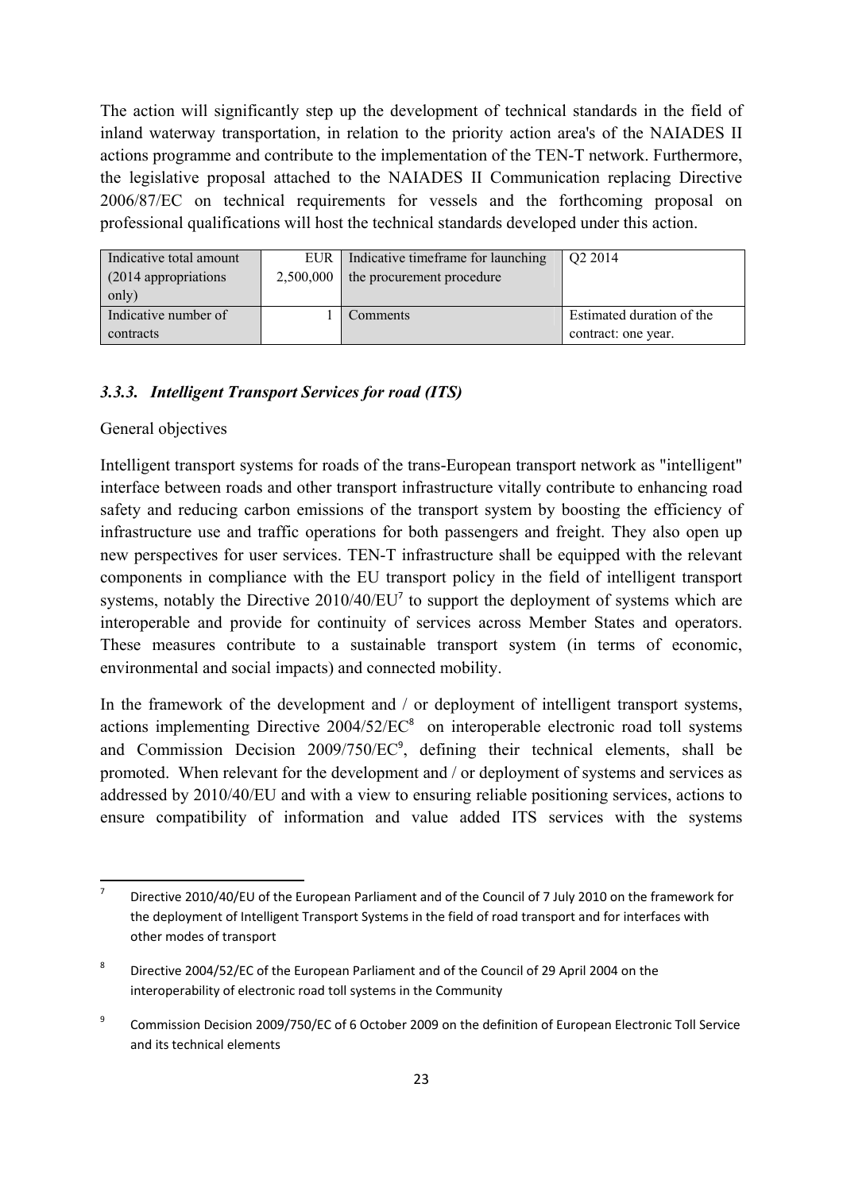The action will significantly step up the development of technical standards in the field of inland waterway transportation, in relation to the priority action area's of the NAIADES II actions programme and contribute to the implementation of the TEN-T network. Furthermore, the legislative proposal attached to the NAIADES II Communication replacing Directive 2006/87/EC on technical requirements for vessels and the forthcoming proposal on professional qualifications will host the technical standards developed under this action.

| Indicative total amount (2014 appropriations only) | EUR 2,500,000 | Indicative timeframe for launching the procurement procedure | Q2 2014 |
|---|---|---|---|
| Indicative number of contracts | 1 | Comments | Estimated duration of the contract: one year. |

### *3.3.3. Intelligent Transport Services for road (ITS)*

General objectives

Intelligent transport systems for roads of the trans-European transport network as "intelligent" interface between roads and other transport infrastructure vitally contribute to enhancing road safety and reducing carbon emissions of the transport system by boosting the efficiency of infrastructure use and traffic operations for both passengers and freight. They also open up new perspectives for user services. TEN-T infrastructure shall be equipped with the relevant components in compliance with the EU transport policy in the field of intelligent transport systems, notably the Directive 2010/40/EU[7] to support the deployment of systems which are interoperable and provide for continuity of services across Member States and operators. These measures contribute to a sustainable transport system (in terms of economic, environmental and social impacts) and connected mobility.

In the framework of the development and / or deployment of intelligent transport systems, actions implementing Directive 2004/52/EC[8] on interoperable electronic road toll systems and Commission Decision 2009/750/EC[9], defining their technical elements, shall be promoted. When relevant for the development and / or deployment of systems and services as addressed by 2010/40/EU and with a view to ensuring reliable positioning services, actions to ensure compatibility of information and value added ITS services with the systems

[7] Directive 2010/40/EU of the European Parliament and of the Council of 7 July 2010 on the framework for the deployment of Intelligent Transport Systems in the field of road transport and for interfaces with other modes of transport

[8] Directive 2004/52/EC of the European Parliament and of the Council of 29 April 2004 on the interoperability of electronic road toll systems in the Community

[9] Commission Decision 2009/750/EC of 6 October 2009 on the definition of European Electronic Toll Service and its technical elements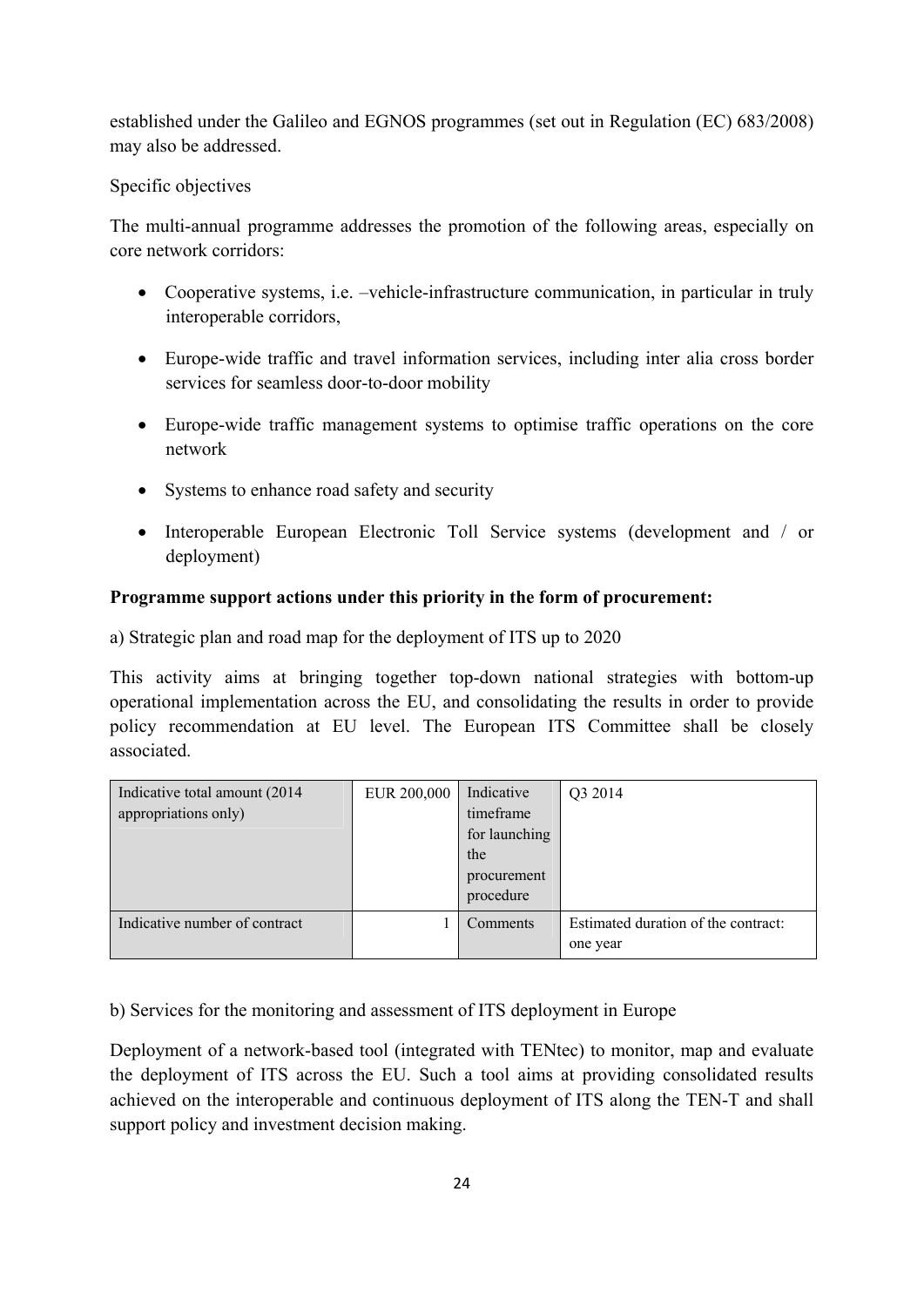established under the Galileo and EGNOS programmes (set out in Regulation (EC) 683/2008) may also be addressed.

Specific objectives

The multi-annual programme addresses the promotion of the following areas, especially on core network corridors:

- Cooperative systems, i.e. –vehicle-infrastructure communication, in particular in truly interoperable corridors,
- Europe-wide traffic and travel information services, including inter alia cross border services for seamless door-to-door mobility
- Europe-wide traffic management systems to optimise traffic operations on the core network
- Systems to enhance road safety and security
- Interoperable European Electronic Toll Service systems (development and / or deployment)

**Programme support actions under this priority in the form of procurement:**

a) Strategic plan and road map for the deployment of ITS up to 2020

This activity aims at bringing together top-down national strategies with bottom-up operational implementation across the EU, and consolidating the results in order to provide policy recommendation at EU level. The European ITS Committee shall be closely associated.

| Indicative total amount (2014 appropriations only) | EUR 200,000 | Indicative timeframe for launching the procurement procedure | Q3 2014 |
|---|---|---|---|
| Indicative number of contract | 1 | Comments | Estimated duration of the contract: one year |

b) Services for the monitoring and assessment of ITS deployment in Europe

Deployment of a network-based tool (integrated with TENtec) to monitor, map and evaluate the deployment of ITS across the EU. Such a tool aims at providing consolidated results achieved on the interoperable and continuous deployment of ITS along the TEN-T and shall support policy and investment decision making.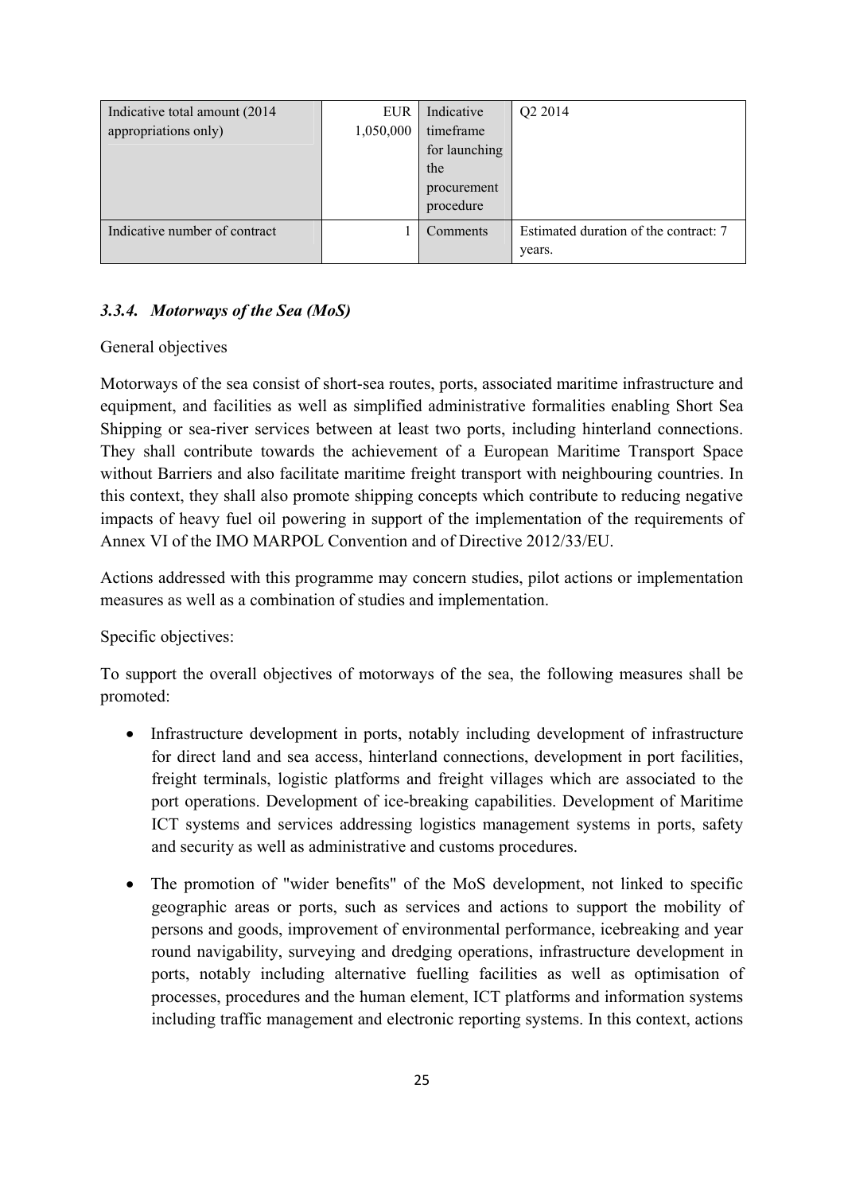| Indicative total amount (2014 appropriations only) | EUR 1,050,000 | Indicative timeframe for launching the procurement procedure | Q2 2014 |
|---|---|---|---|
| Indicative number of contract | 1 | Comments | Estimated duration of the contract: 7 years. |

### *3.3.4. Motorways of the Sea (MoS)*

General objectives

Motorways of the sea consist of short-sea routes, ports, associated maritime infrastructure and equipment, and facilities as well as simplified administrative formalities enabling Short Sea Shipping or sea-river services between at least two ports, including hinterland connections. They shall contribute towards the achievement of a European Maritime Transport Space without Barriers and also facilitate maritime freight transport with neighbouring countries. In this context, they shall also promote shipping concepts which contribute to reducing negative impacts of heavy fuel oil powering in support of the implementation of the requirements of Annex VI of the IMO MARPOL Convention and of Directive 2012/33/EU.

Actions addressed with this programme may concern studies, pilot actions or implementation measures as well as a combination of studies and implementation.

Specific objectives:

To support the overall objectives of motorways of the sea, the following measures shall be promoted:

- Infrastructure development in ports, notably including development of infrastructure for direct land and sea access, hinterland connections, development in port facilities, freight terminals, logistic platforms and freight villages which are associated to the port operations. Development of ice-breaking capabilities. Development of Maritime ICT systems and services addressing logistics management systems in ports, safety and security as well as administrative and customs procedures.

- The promotion of "wider benefits" of the MoS development, not linked to specific geographic areas or ports, such as services and actions to support the mobility of persons and goods, improvement of environmental performance, icebreaking and year round navigability, surveying and dredging operations, infrastructure development in ports, notably including alternative fuelling facilities as well as optimisation of processes, procedures and the human element, ICT platforms and information systems including traffic management and electronic reporting systems. In this context, actions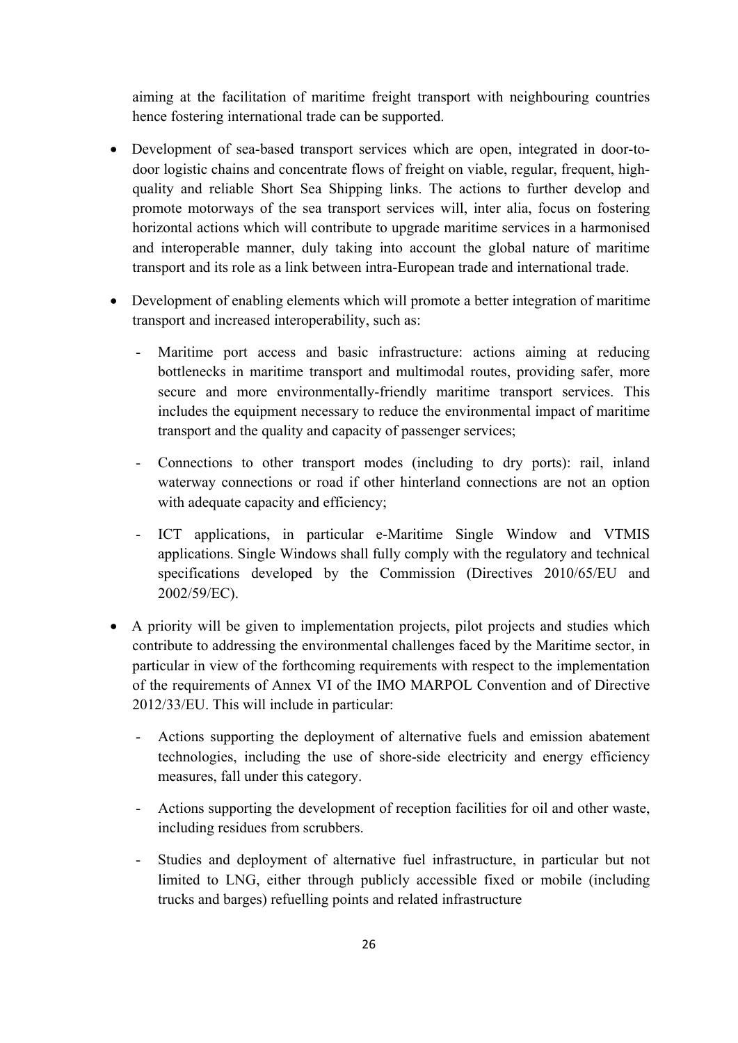aiming at the facilitation of maritime freight transport with neighbouring countries hence fostering international trade can be supported.

- Development of sea-based transport services which are open, integrated in door-to-door logistic chains and concentrate flows of freight on viable, regular, frequent, high-quality and reliable Short Sea Shipping links. The actions to further develop and promote motorways of the sea transport services will, inter alia, focus on fostering horizontal actions which will contribute to upgrade maritime services in a harmonised and interoperable manner, duly taking into account the global nature of maritime transport and its role as a link between intra-European trade and international trade.

- Development of enabling elements which will promote a better integration of maritime transport and increased interoperability, such as:

  - Maritime port access and basic infrastructure: actions aiming at reducing bottlenecks in maritime transport and multimodal routes, providing safer, more secure and more environmentally-friendly maritime transport services. This includes the equipment necessary to reduce the environmental impact of maritime transport and the quality and capacity of passenger services;

  - Connections to other transport modes (including to dry ports): rail, inland waterway connections or road if other hinterland connections are not an option with adequate capacity and efficiency;

  - ICT applications, in particular e-Maritime Single Window and VTMIS applications. Single Windows shall fully comply with the regulatory and technical specifications developed by the Commission (Directives 2010/65/EU and 2002/59/EC).

- A priority will be given to implementation projects, pilot projects and studies which contribute to addressing the environmental challenges faced by the Maritime sector, in particular in view of the forthcoming requirements with respect to the implementation of the requirements of Annex VI of the IMO MARPOL Convention and of Directive 2012/33/EU. This will include in particular:

  - Actions supporting the deployment of alternative fuels and emission abatement technologies, including the use of shore-side electricity and energy efficiency measures, fall under this category.

  - Actions supporting the development of reception facilities for oil and other waste, including residues from scrubbers.

  - Studies and deployment of alternative fuel infrastructure, in particular but not limited to LNG, either through publicly accessible fixed or mobile (including trucks and barges) refuelling points and related infrastructure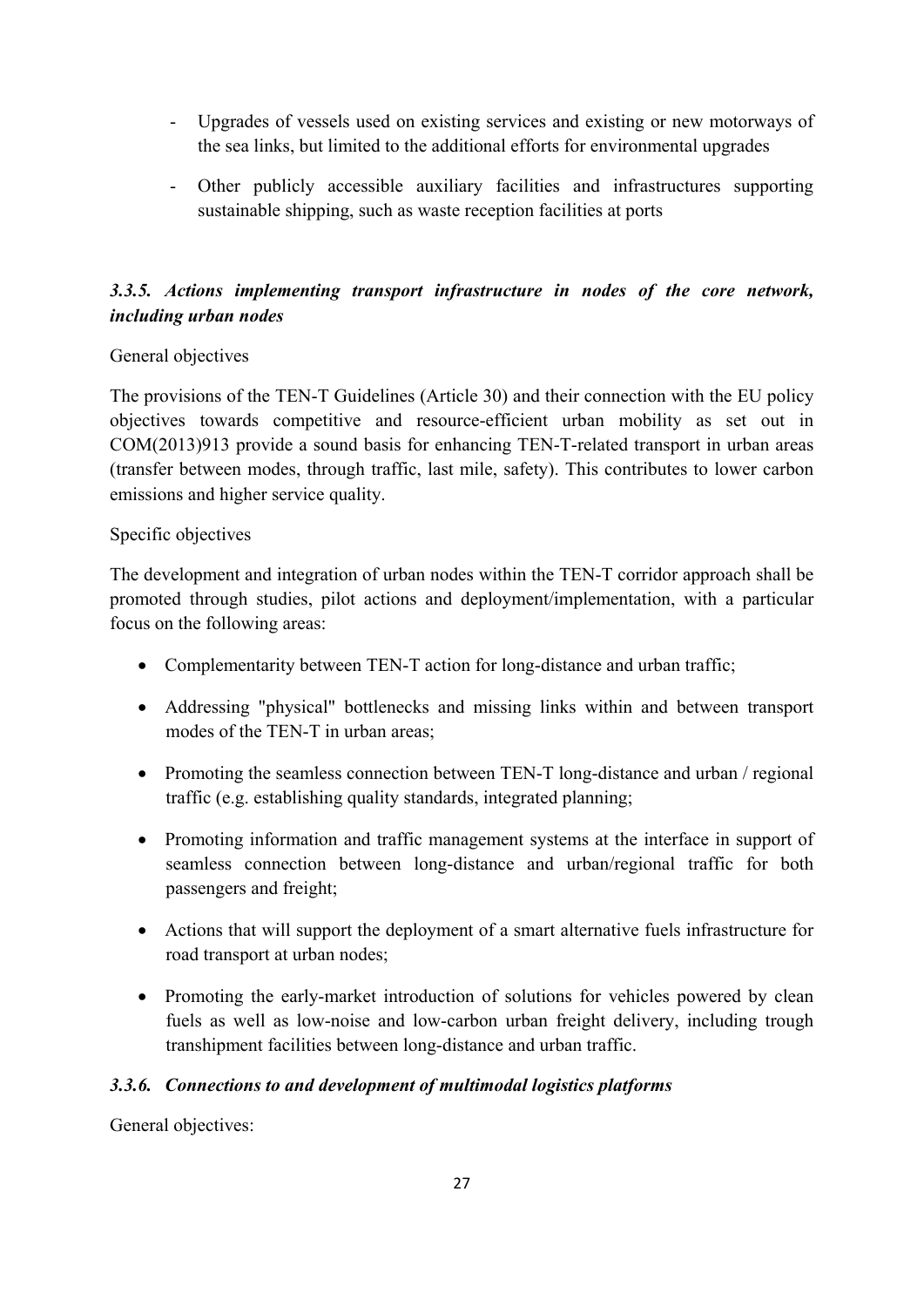- Upgrades of vessels used on existing services and existing or new motorways of the sea links, but limited to the additional efforts for environmental upgrades
- Other publicly accessible auxiliary facilities and infrastructures supporting sustainable shipping, such as waste reception facilities at ports

### *3.3.5. Actions implementing transport infrastructure in nodes of the core network, including urban nodes*

General objectives

The provisions of the TEN-T Guidelines (Article 30) and their connection with the EU policy objectives towards competitive and resource-efficient urban mobility as set out in COM(2013)913 provide a sound basis for enhancing TEN-T-related transport in urban areas (transfer between modes, through traffic, last mile, safety). This contributes to lower carbon emissions and higher service quality.

Specific objectives

The development and integration of urban nodes within the TEN-T corridor approach shall be promoted through studies, pilot actions and deployment/implementation, with a particular focus on the following areas:

- Complementarity between TEN-T action for long-distance and urban traffic;
- Addressing "physical" bottlenecks and missing links within and between transport modes of the TEN-T in urban areas;
- Promoting the seamless connection between TEN-T long-distance and urban / regional traffic (e.g. establishing quality standards, integrated planning;
- Promoting information and traffic management systems at the interface in support of seamless connection between long-distance and urban/regional traffic for both passengers and freight;
- Actions that will support the deployment of a smart alternative fuels infrastructure for road transport at urban nodes;
- Promoting the early-market introduction of solutions for vehicles powered by clean fuels as well as low-noise and low-carbon urban freight delivery, including trough transhipment facilities between long-distance and urban traffic.

### *3.3.6. Connections to and development of multimodal logistics platforms*

General objectives: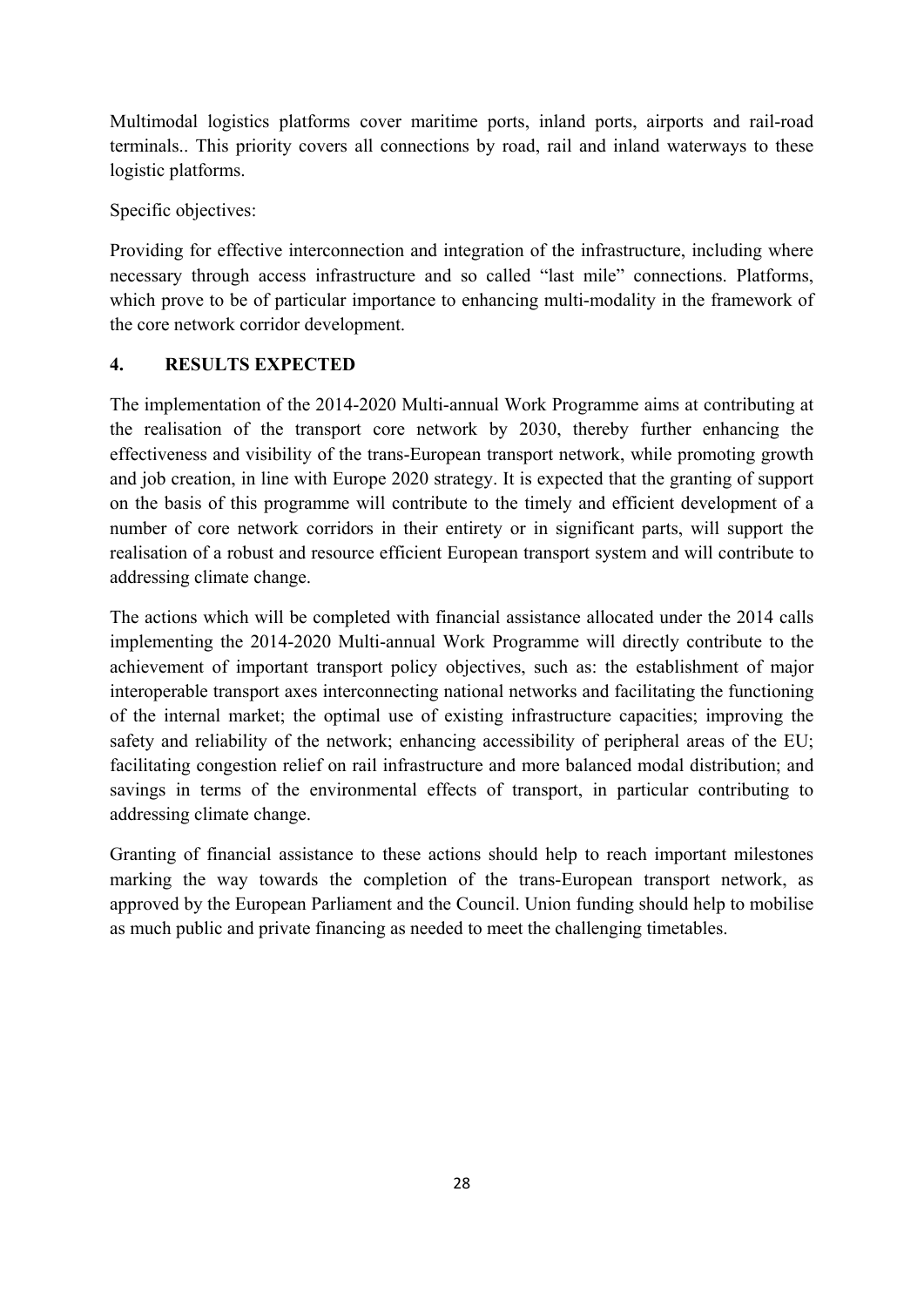Multimodal logistics platforms cover maritime ports, inland ports, airports and rail-road terminals.. This priority covers all connections by road, rail and inland waterways to these logistic platforms.

Specific objectives:

Providing for effective interconnection and integration of the infrastructure, including where necessary through access infrastructure and so called "last mile" connections. Platforms, which prove to be of particular importance to enhancing multi-modality in the framework of the core network corridor development.

## 4. RESULTS EXPECTED

The implementation of the 2014-2020 Multi-annual Work Programme aims at contributing at the realisation of the transport core network by 2030, thereby further enhancing the effectiveness and visibility of the trans-European transport network, while promoting growth and job creation, in line with Europe 2020 strategy. It is expected that the granting of support on the basis of this programme will contribute to the timely and efficient development of a number of core network corridors in their entirety or in significant parts, will support the realisation of a robust and resource efficient European transport system and will contribute to addressing climate change.

The actions which will be completed with financial assistance allocated under the 2014 calls implementing the 2014-2020 Multi-annual Work Programme will directly contribute to the achievement of important transport policy objectives, such as: the establishment of major interoperable transport axes interconnecting national networks and facilitating the functioning of the internal market; the optimal use of existing infrastructure capacities; improving the safety and reliability of the network; enhancing accessibility of peripheral areas of the EU; facilitating congestion relief on rail infrastructure and more balanced modal distribution; and savings in terms of the environmental effects of transport, in particular contributing to addressing climate change.

Granting of financial assistance to these actions should help to reach important milestones marking the way towards the completion of the trans-European transport network, as approved by the European Parliament and the Council. Union funding should help to mobilise as much public and private financing as needed to meet the challenging timetables.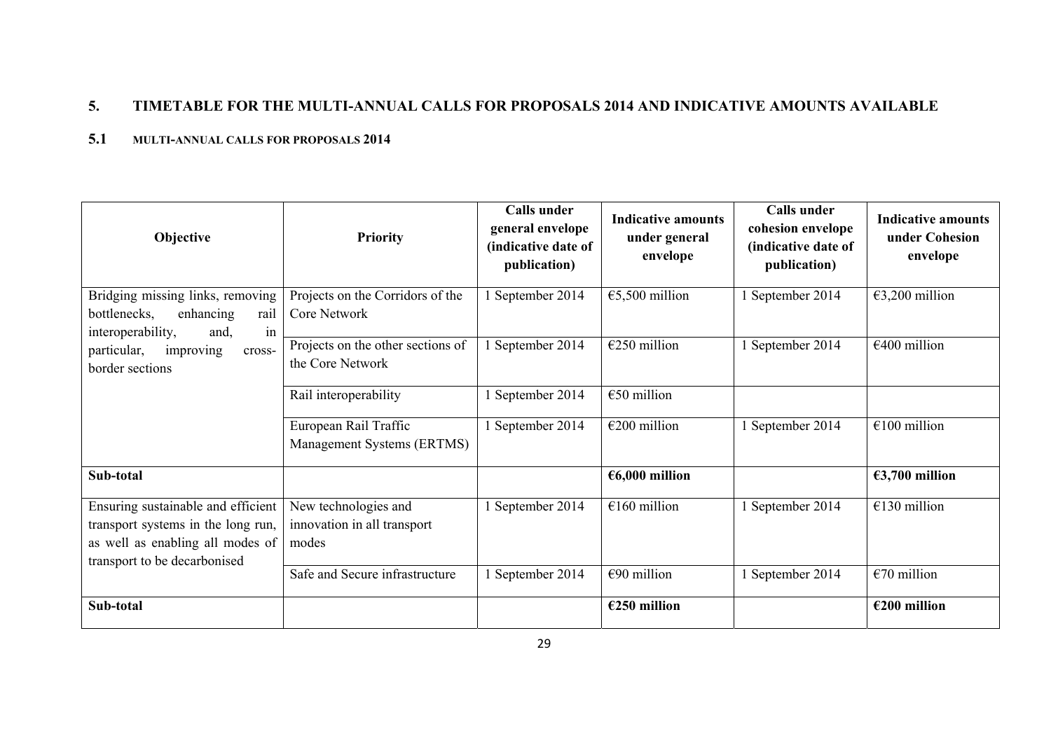## 5. TIMETABLE FOR THE MULTI-ANNUAL CALLS FOR PROPOSALS 2014 AND INDICATIVE AMOUNTS AVAILABLE

### 5.1 MULTI-ANNUAL CALLS FOR PROPOSALS 2014

| Objective | Priority | Calls under general envelope (indicative date of publication) | Indicative amounts under general envelope | Calls under cohesion envelope (indicative date of publication) | Indicative amounts under Cohesion envelope |
|---|---|---|---|---|---|
| Bridging missing links, removing bottlenecks, enhancing rail interoperability, and, in particular, improving cross-border sections | Projects on the Corridors of the Core Network | 1 September 2014 | €5,500 million | 1 September 2014 | €3,200 million |
| | Projects on the other sections of the Core Network | 1 September 2014 | €250 million | 1 September 2014 | €400 million |
| | Rail interoperability | 1 September 2014 | €50 million | | |
| | European Rail Traffic Management Systems (ERTMS) | 1 September 2014 | €200 million | 1 September 2014 | €100 million |
| **Sub-total** | | | **€6,000 million** | | **€3,700 million** |
| Ensuring sustainable and efficient transport systems in the long run, as well as enabling all modes of transport to be decarbonised | New technologies and innovation in all transport modes | 1 September 2014 | €160 million | 1 September 2014 | €130 million |
| | Safe and Secure infrastructure | 1 September 2014 | €90 million | 1 September 2014 | €70 million |
| **Sub-total** | | | **€250 million** | | **€200 million** |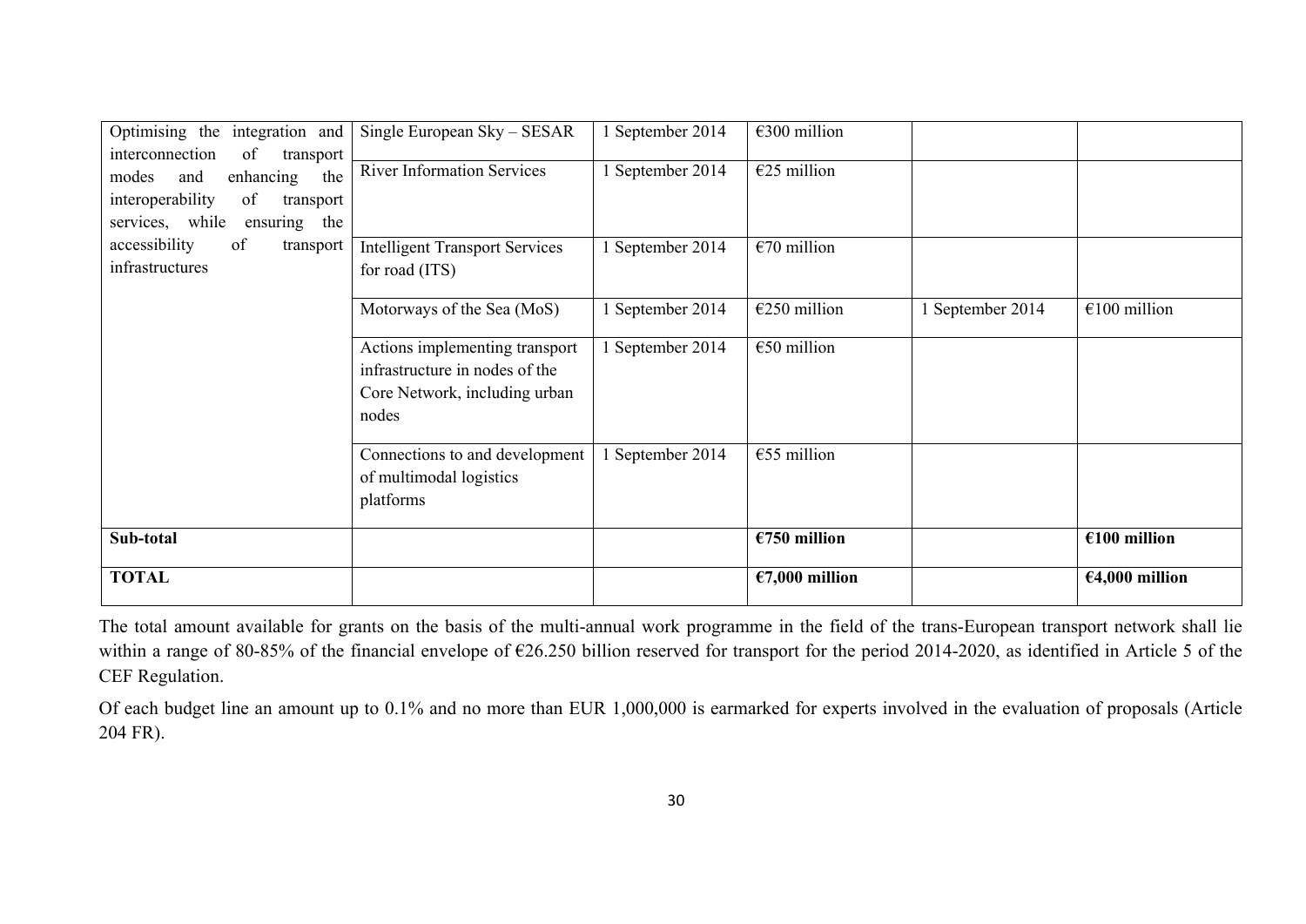| Optimising the integration and interconnection of transport modes and enhancing the interoperability of transport services, while ensuring the accessibility of transport infrastructures | Single European Sky – SESAR | 1 September 2014 | €300 million | | |
|---|---|---|---|---|---|
| | River Information Services | 1 September 2014 | €25 million | | |
| | Intelligent Transport Services for road (ITS) | 1 September 2014 | €70 million | | |
| | Motorways of the Sea (MoS) | 1 September 2014 | €250 million | 1 September 2014 | €100 million |
| | Actions implementing transport infrastructure in nodes of the Core Network, including urban nodes | 1 September 2014 | €50 million | | |
| | Connections to and development of multimodal logistics platforms | 1 September 2014 | €55 million | | |
| **Sub-total** | | | **€750 million** | | **€100 million** |
| **TOTAL** | | | **€7,000 million** | | **€4,000 million** |

The total amount available for grants on the basis of the multi-annual work programme in the field of the trans-European transport network shall lie within a range of 80-85% of the financial envelope of €26.250 billion reserved for transport for the period 2014-2020, as identified in Article 5 of the CEF Regulation.

Of each budget line an amount up to 0.1% and no more than EUR 1,000,000 is earmarked for experts involved in the evaluation of proposals (Article 204 FR).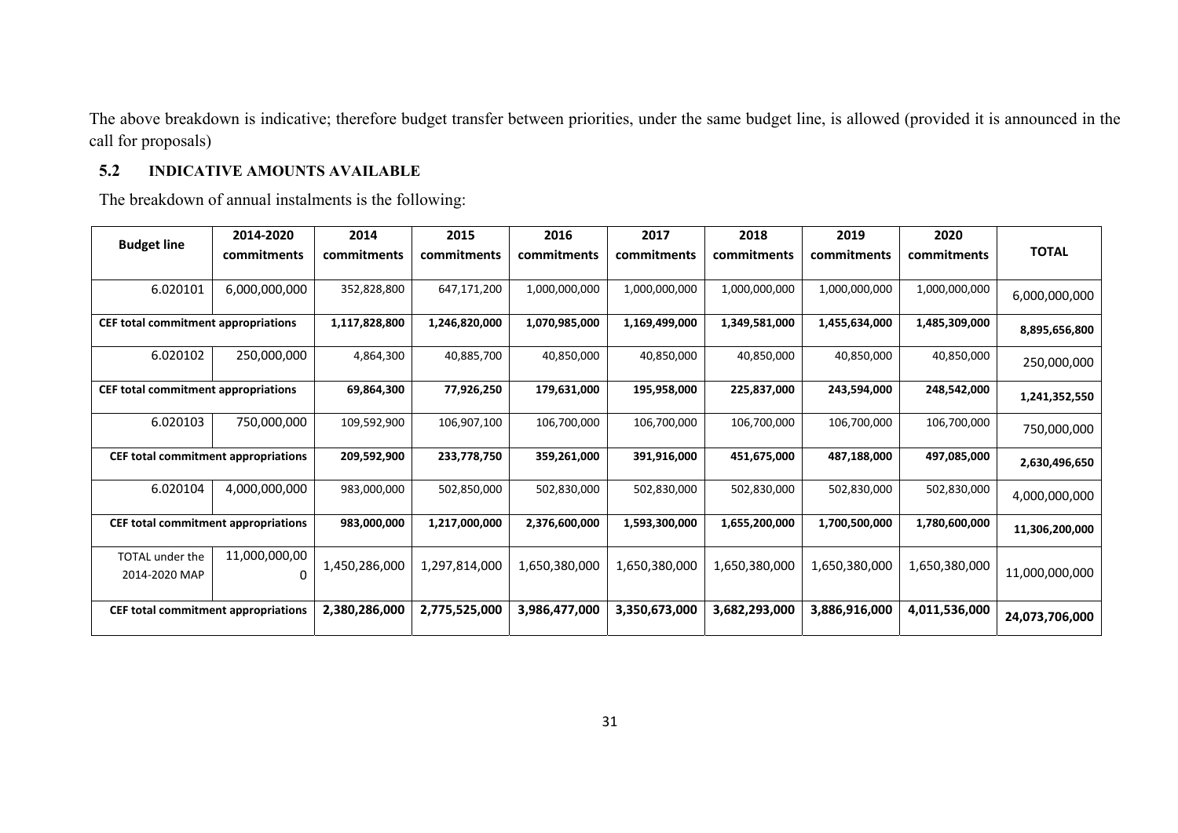The above breakdown is indicative; therefore budget transfer between priorities, under the same budget line, is allowed (provided it is announced in the call for proposals)

## 5.2 INDICATIVE AMOUNTS AVAILABLE

The breakdown of annual instalments is the following:

| Budget line | 2014-2020 commitments | 2014 commitments | 2015 commitments | 2016 commitments | 2017 commitments | 2018 commitments | 2019 commitments | 2020 commitments | TOTAL |
|---|---|---|---|---|---|---|---|---|---|
| 6.020101 | 6,000,000,000 | 352,828,800 | 647,171,200 | 1,000,000,000 | 1,000,000,000 | 1,000,000,000 | 1,000,000,000 | 1,000,000,000 | 6,000,000,000 |
| **CEF total commitment appropriations** | | **1,117,828,800** | **1,246,820,000** | **1,070,985,000** | **1,169,499,000** | **1,349,581,000** | **1,455,634,000** | **1,485,309,000** | **8,895,656,800** |
| 6.020102 | 250,000,000 | 4,864,300 | 40,885,700 | 40,850,000 | 40,850,000 | 40,850,000 | 40,850,000 | 40,850,000 | 250,000,000 |
| **CEF total commitment appropriations** | | **69,864,300** | **77,926,250** | **179,631,000** | **195,958,000** | **225,837,000** | **243,594,000** | **248,542,000** | **1,241,352,550** |
| 6.020103 | 750,000,000 | 109,592,900 | 106,907,100 | 106,700,000 | 106,700,000 | 106,700,000 | 106,700,000 | 106,700,000 | 750,000,000 |
| **CEF total commitment appropriations** | | **209,592,900** | **233,778,750** | **359,261,000** | **391,916,000** | **451,675,000** | **487,188,000** | **497,085,000** | **2,630,496,650** |
| 6.020104 | 4,000,000,000 | 983,000,000 | 502,850,000 | 502,830,000 | 502,830,000 | 502,830,000 | 502,830,000 | 502,830,000 | 4,000,000,000 |
| **CEF total commitment appropriations** | | **983,000,000** | **1,217,000,000** | **2,376,600,000** | **1,593,300,000** | **1,655,200,000** | **1,700,500,000** | **1,780,600,000** | **11,306,200,000** |
| TOTAL under the 2014-2020 MAP | 11,000,000,000 | 1,450,286,000 | 1,297,814,000 | 1,650,380,000 | 1,650,380,000 | 1,650,380,000 | 1,650,380,000 | 1,650,380,000 | 11,000,000,000 |
| **CEF total commitment appropriations** | | **2,380,286,000** | **2,775,525,000** | **3,986,477,000** | **3,350,673,000** | **3,682,293,000** | **3,886,916,000** | **4,011,536,000** | **24,073,706,000** |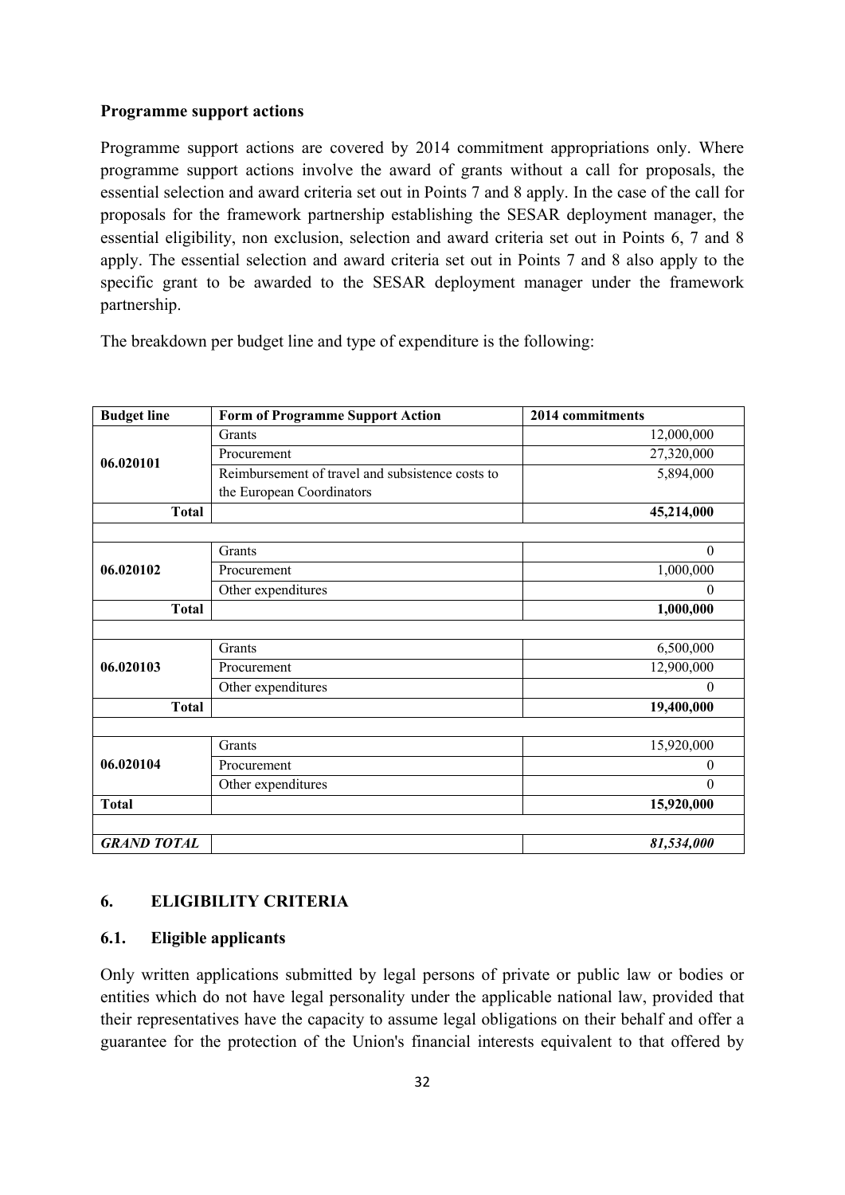**Programme support actions**

Programme support actions are covered by 2014 commitment appropriations only. Where programme support actions involve the award of grants without a call for proposals, the essential selection and award criteria set out in Points 7 and 8 apply. In the case of the call for proposals for the framework partnership establishing the SESAR deployment manager, the essential eligibility, non exclusion, selection and award criteria set out in Points 6, 7 and 8 apply. The essential selection and award criteria set out in Points 7 and 8 also apply to the specific grant to be awarded to the SESAR deployment manager under the framework partnership.

The breakdown per budget line and type of expenditure is the following:

| Budget line | Form of Programme Support Action | 2014 commitments |
|---|---|---|
| 06.020101 | Grants | 12,000,000 |
| | Procurement | 27,320,000 |
| | Reimbursement of travel and subsistence costs to the European Coordinators | 5,894,000 |
| **Total** | | **45,214,000** |
| | | |
| 06.020102 | Grants | 0 |
| | Procurement | 1,000,000 |
| | Other expenditures | 0 |
| **Total** | | **1,000,000** |
| | | |
| 06.020103 | Grants | 6,500,000 |
| | Procurement | 12,900,000 |
| | Other expenditures | 0 |
| **Total** | | **19,400,000** |
| | | |
| 06.020104 | Grants | 15,920,000 |
| | Procurement | 0 |
| | Other expenditures | 0 |
| **Total** | | **15,920,000** |
| | | |
| ***GRAND TOTAL*** | | ***81,534,000*** |

## 6. ELIGIBILITY CRITERIA

### 6.1. Eligible applicants

Only written applications submitted by legal persons of private or public law or bodies or entities which do not have legal personality under the applicable national law, provided that their representatives have the capacity to assume legal obligations on their behalf and offer a guarantee for the protection of the Union's financial interests equivalent to that offered by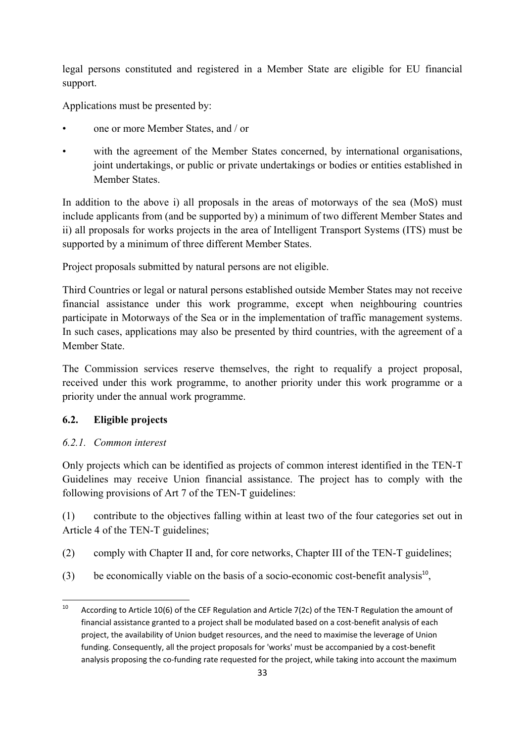legal persons constituted and registered in a Member State are eligible for EU financial support.

Applications must be presented by:

- one or more Member States, and / or
- with the agreement of the Member States concerned, by international organisations, joint undertakings, or public or private undertakings or bodies or entities established in Member States.

In addition to the above i) all proposals in the areas of motorways of the sea (MoS) must include applicants from (and be supported by) a minimum of two different Member States and ii) all proposals for works projects in the area of Intelligent Transport Systems (ITS) must be supported by a minimum of three different Member States.

Project proposals submitted by natural persons are not eligible.

Third Countries or legal or natural persons established outside Member States may not receive financial assistance under this work programme, except when neighbouring countries participate in Motorways of the Sea or in the implementation of traffic management systems. In such cases, applications may also be presented by third countries, with the agreement of a Member State.

The Commission services reserve themselves, the right to requalify a project proposal, received under this work programme, to another priority under this work programme or a priority under the annual work programme.

### 6.2. Eligible projects

#### *6.2.1. Common interest*

Only projects which can be identified as projects of common interest identified in the TEN-T Guidelines may receive Union financial assistance. The project has to comply with the following provisions of Art 7 of the TEN-T guidelines:

(1) contribute to the objectives falling within at least two of the four categories set out in Article 4 of the TEN-T guidelines;

(2) comply with Chapter II and, for core networks, Chapter III of the TEN-T guidelines;

(3) be economically viable on the basis of a socio-economic cost-benefit analysis[10],

---

[10] According to Article 10(6) of the CEF Regulation and Article 7(2c) of the TEN-T Regulation the amount of financial assistance granted to a project shall be modulated based on a cost-benefit analysis of each project, the availability of Union budget resources, and the need to maximise the leverage of Union funding. Consequently, all the project proposals for 'works' must be accompanied by a cost-benefit analysis proposing the co-funding rate requested for the project, while taking into account the maximum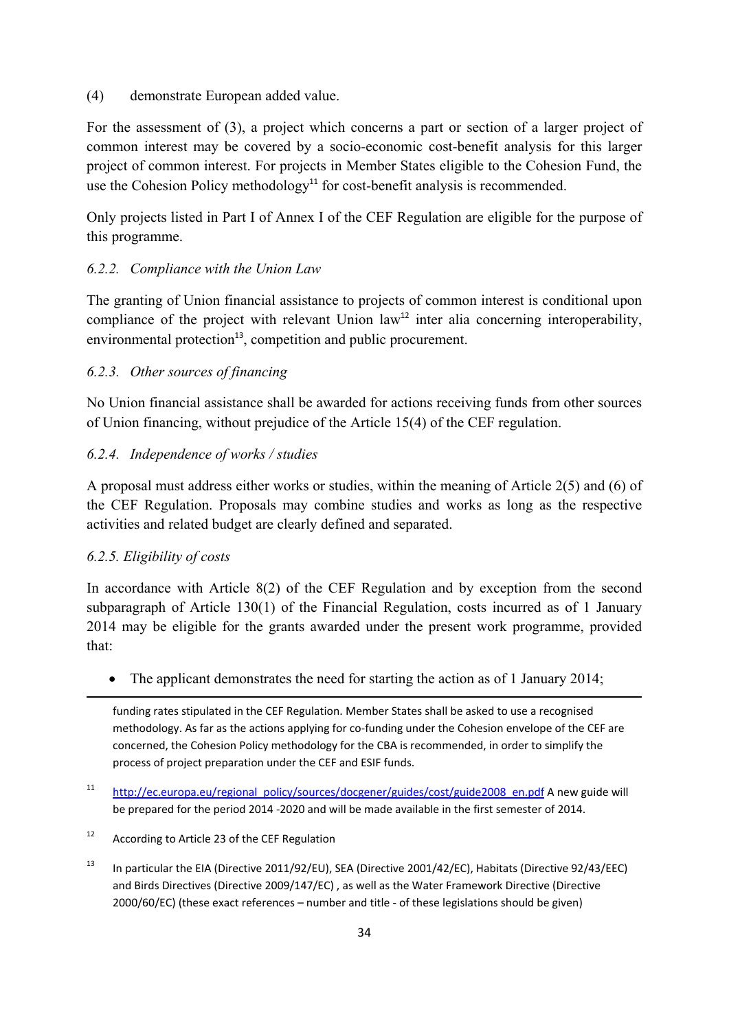(4) demonstrate European added value.

For the assessment of (3), a project which concerns a part or section of a larger project of common interest may be covered by a socio-economic cost-benefit analysis for this larger project of common interest. For projects in Member States eligible to the Cohesion Fund, the use the Cohesion Policy methodology[11] for cost-benefit analysis is recommended.

Only projects listed in Part I of Annex I of the CEF Regulation are eligible for the purpose of this programme.

*6.2.2. Compliance with the Union Law*

The granting of Union financial assistance to projects of common interest is conditional upon compliance of the project with relevant Union law[12] inter alia concerning interoperability, environmental protection[13], competition and public procurement.

*6.2.3. Other sources of financing*

No Union financial assistance shall be awarded for actions receiving funds from other sources of Union financing, without prejudice of the Article 15(4) of the CEF regulation.

*6.2.4. Independence of works / studies*

A proposal must address either works or studies, within the meaning of Article 2(5) and (6) of the CEF Regulation. Proposals may combine studies and works as long as the respective activities and related budget are clearly defined and separated.

*6.2.5. Eligibility of costs*

In accordance with Article 8(2) of the CEF Regulation and by exception from the second subparagraph of Article 130(1) of the Financial Regulation, costs incurred as of 1 January 2014 may be eligible for the grants awarded under the present work programme, provided that:

- The applicant demonstrates the need for starting the action as of 1 January 2014;

---

funding rates stipulated in the CEF Regulation. Member States shall be asked to use a recognised methodology. As far as the actions applying for co-funding under the Cohesion envelope of the CEF are concerned, the Cohesion Policy methodology for the CBA is recommended, in order to simplify the process of project preparation under the CEF and ESIF funds.

[11] http://ec.europa.eu/regional_policy/sources/docgener/guides/cost/guide2008_en.pdf A new guide will be prepared for the period 2014 -2020 and will be made available in the first semester of 2014.

[12] According to Article 23 of the CEF Regulation

[13] In particular the EIA (Directive 2011/92/EU), SEA (Directive 2001/42/EC), Habitats (Directive 92/43/EEC) and Birds Directives (Directive 2009/147/EC) , as well as the Water Framework Directive (Directive 2000/60/EC) (these exact references – number and title - of these legislations should be given)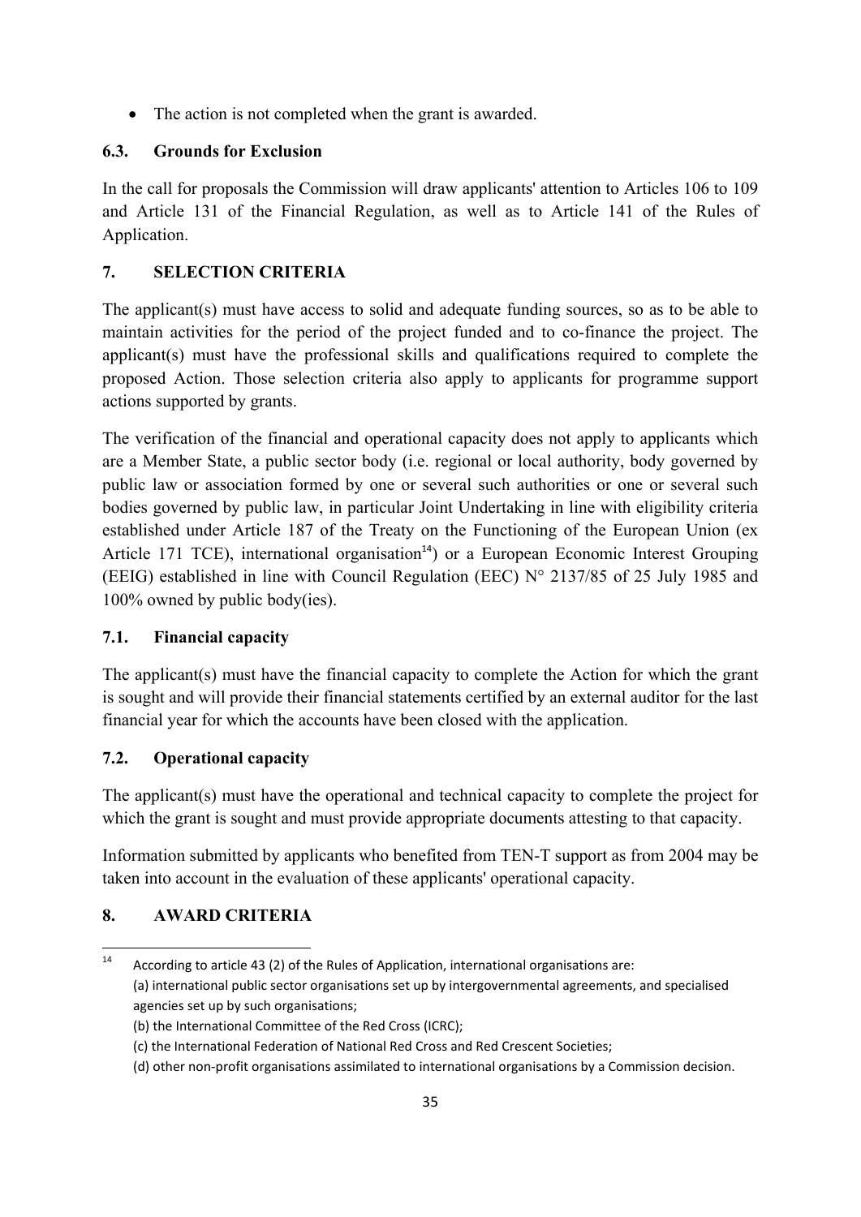- The action is not completed when the grant is awarded.

### 6.3. Grounds for Exclusion

In the call for proposals the Commission will draw applicants' attention to Articles 106 to 109 and Article 131 of the Financial Regulation, as well as to Article 141 of the Rules of Application.

## 7. SELECTION CRITERIA

The applicant(s) must have access to solid and adequate funding sources, so as to be able to maintain activities for the period of the project funded and to co-finance the project. The applicant(s) must have the professional skills and qualifications required to complete the proposed Action. Those selection criteria also apply to applicants for programme support actions supported by grants.

The verification of the financial and operational capacity does not apply to applicants which are a Member State, a public sector body (i.e. regional or local authority, body governed by public law or association formed by one or several such authorities or one or several such bodies governed by public law, in particular Joint Undertaking in line with eligibility criteria established under Article 187 of the Treaty on the Functioning of the European Union (ex Article 171 TCE), international organisation[14]) or a European Economic Interest Grouping (EEIG) established in line with Council Regulation (EEC) N° 2137/85 of 25 July 1985 and 100% owned by public body(ies).

### 7.1. Financial capacity

The applicant(s) must have the financial capacity to complete the Action for which the grant is sought and will provide their financial statements certified by an external auditor for the last financial year for which the accounts have been closed with the application.

### 7.2. Operational capacity

The applicant(s) must have the operational and technical capacity to complete the project for which the grant is sought and must provide appropriate documents attesting to that capacity.

Information submitted by applicants who benefited from TEN-T support as from 2004 may be taken into account in the evaluation of these applicants' operational capacity.

## 8. AWARD CRITERIA

---

[14] According to article 43 (2) of the Rules of Application, international organisations are:
(a) international public sector organisations set up by intergovernmental agreements, and specialised agencies set up by such organisations;
(b) the International Committee of the Red Cross (ICRC);
(c) the International Federation of National Red Cross and Red Crescent Societies;
(d) other non-profit organisations assimilated to international organisations by a Commission decision.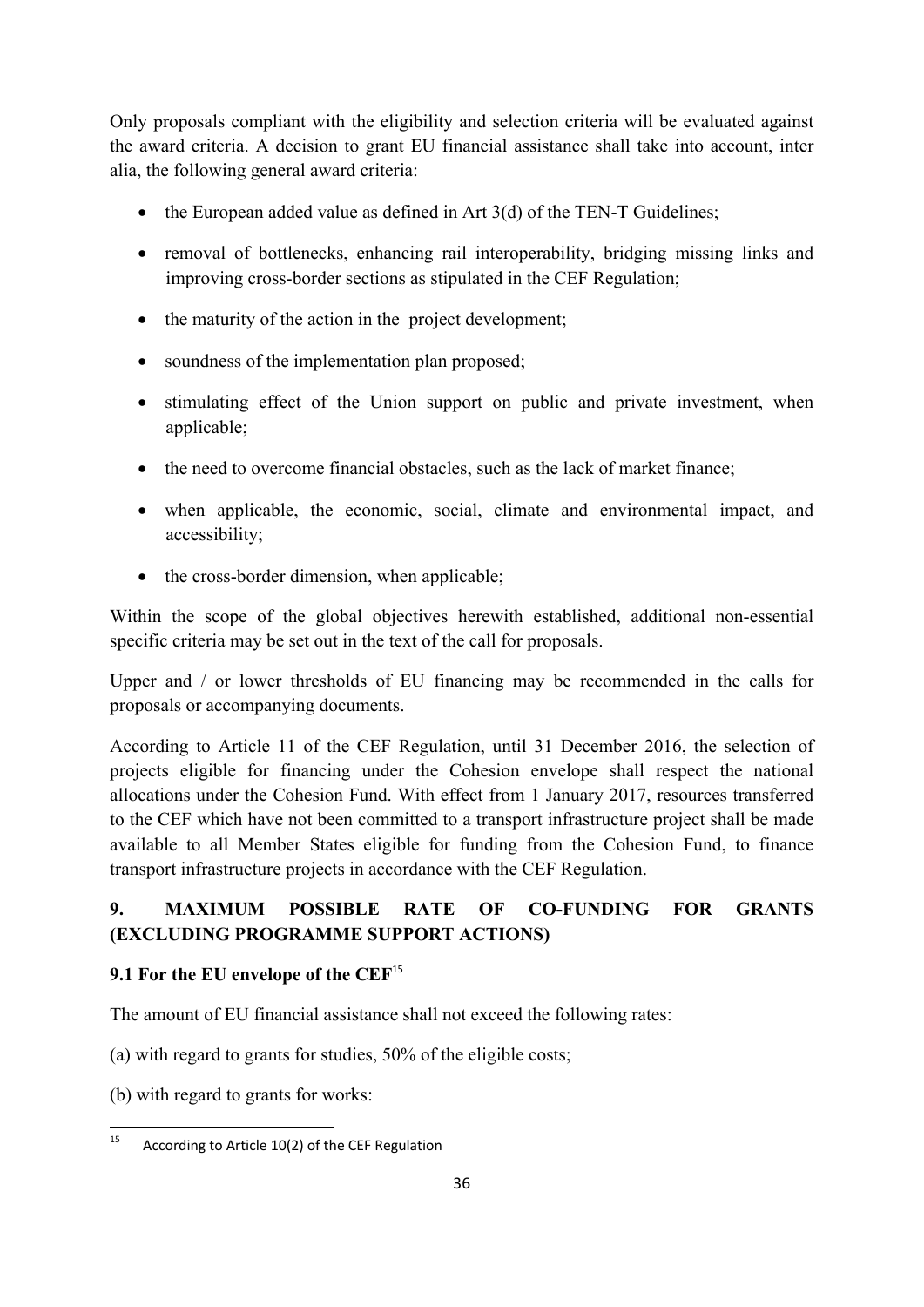Only proposals compliant with the eligibility and selection criteria will be evaluated against the award criteria. A decision to grant EU financial assistance shall take into account, inter alia, the following general award criteria:

- the European added value as defined in Art 3(d) of the TEN-T Guidelines;
- removal of bottlenecks, enhancing rail interoperability, bridging missing links and improving cross-border sections as stipulated in the CEF Regulation;
- the maturity of the action in the project development;
- soundness of the implementation plan proposed;
- stimulating effect of the Union support on public and private investment, when applicable;
- the need to overcome financial obstacles, such as the lack of market finance;
- when applicable, the economic, social, climate and environmental impact, and accessibility;
- the cross-border dimension, when applicable;

Within the scope of the global objectives herewith established, additional non-essential specific criteria may be set out in the text of the call for proposals.

Upper and / or lower thresholds of EU financing may be recommended in the calls for proposals or accompanying documents.

According to Article 11 of the CEF Regulation, until 31 December 2016, the selection of projects eligible for financing under the Cohesion envelope shall respect the national allocations under the Cohesion Fund. With effect from 1 January 2017, resources transferred to the CEF which have not been committed to a transport infrastructure project shall be made available to all Member States eligible for funding from the Cohesion Fund, to finance transport infrastructure projects in accordance with the CEF Regulation.

## 9. MAXIMUM POSSIBLE RATE OF CO-FUNDING FOR GRANTS (EXCLUDING PROGRAMME SUPPORT ACTIONS)

### 9.1 For the EU envelope of the CEF[15]

The amount of EU financial assistance shall not exceed the following rates:

(a) with regard to grants for studies, 50% of the eligible costs;

(b) with regard to grants for works:

---

[15] According to Article 10(2) of the CEF Regulation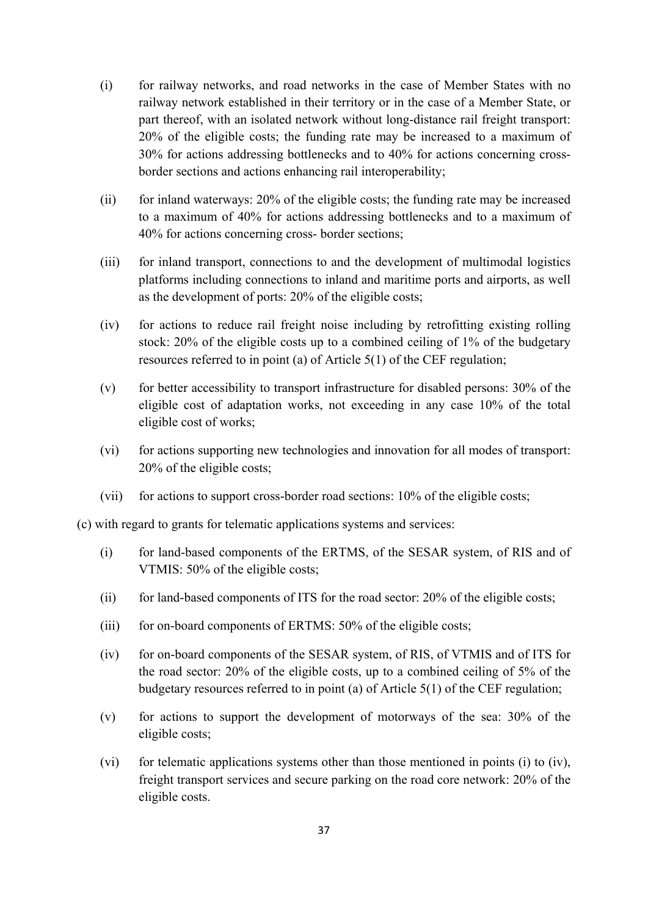(i) for railway networks, and road networks in the case of Member States with no railway network established in their territory or in the case of a Member State, or part thereof, with an isolated network without long-distance rail freight transport: 20% of the eligible costs; the funding rate may be increased to a maximum of 30% for actions addressing bottlenecks and to 40% for actions concerning cross-border sections and actions enhancing rail interoperability;

(ii) for inland waterways: 20% of the eligible costs; the funding rate may be increased to a maximum of 40% for actions addressing bottlenecks and to a maximum of 40% for actions concerning cross- border sections;

(iii) for inland transport, connections to and the development of multimodal logistics platforms including connections to inland and maritime ports and airports, as well as the development of ports: 20% of the eligible costs;

(iv) for actions to reduce rail freight noise including by retrofitting existing rolling stock: 20% of the eligible costs up to a combined ceiling of 1% of the budgetary resources referred to in point (a) of Article 5(1) of the CEF regulation;

(v) for better accessibility to transport infrastructure for disabled persons: 30% of the eligible cost of adaptation works, not exceeding in any case 10% of the total eligible cost of works;

(vi) for actions supporting new technologies and innovation for all modes of transport: 20% of the eligible costs;

(vii) for actions to support cross-border road sections: 10% of the eligible costs;

(c) with regard to grants for telematic applications systems and services:

(i) for land-based components of the ERTMS, of the SESAR system, of RIS and of VTMIS: 50% of the eligible costs;

(ii) for land-based components of ITS for the road sector: 20% of the eligible costs;

(iii) for on-board components of ERTMS: 50% of the eligible costs;

(iv) for on-board components of the SESAR system, of RIS, of VTMIS and of ITS for the road sector: 20% of the eligible costs, up to a combined ceiling of 5% of the budgetary resources referred to in point (a) of Article 5(1) of the CEF regulation;

(v) for actions to support the development of motorways of the sea: 30% of the eligible costs;

(vi) for telematic applications systems other than those mentioned in points (i) to (iv), freight transport services and secure parking on the road core network: 20% of the eligible costs.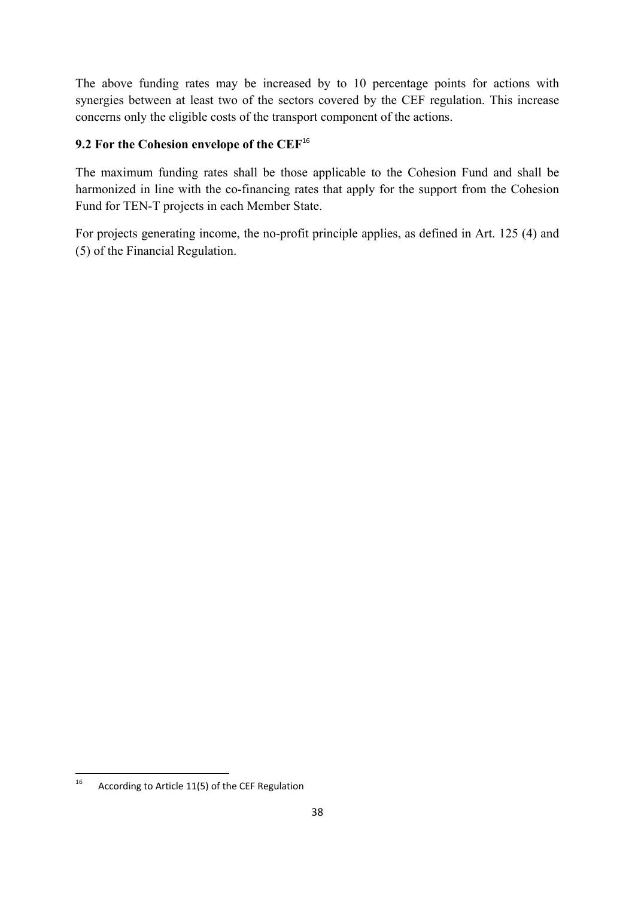The above funding rates may be increased by to 10 percentage points for actions with synergies between at least two of the sectors covered by the CEF regulation. This increase concerns only the eligible costs of the transport component of the actions.

### 9.2 For the Cohesion envelope of the CEF[16]

The maximum funding rates shall be those applicable to the Cohesion Fund and shall be harmonized in line with the co-financing rates that apply for the support from the Cohesion Fund for TEN-T projects in each Member State.

For projects generating income, the no-profit principle applies, as defined in Art. 125 (4) and (5) of the Financial Regulation.

[16] According to Article 11(5) of the CEF Regulation